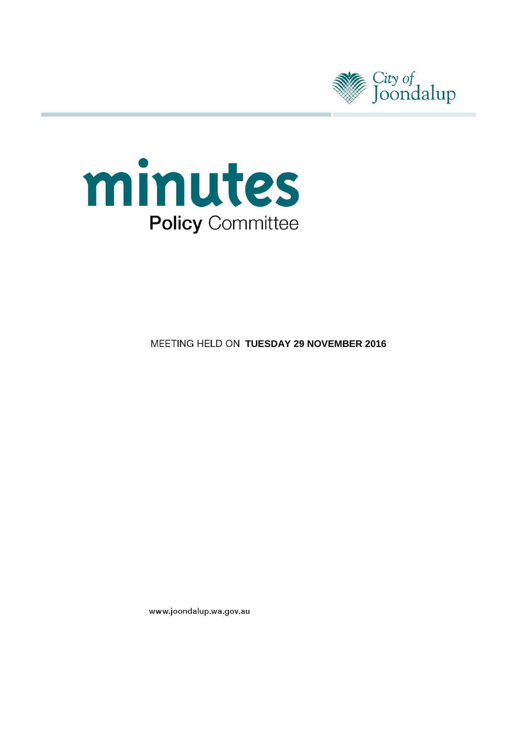City of Joondalup

# minutes

## Policy Committee

MEETING HELD ON **TUESDAY 29 NOVEMBER 2016**

www.joondalup.wa.gov.au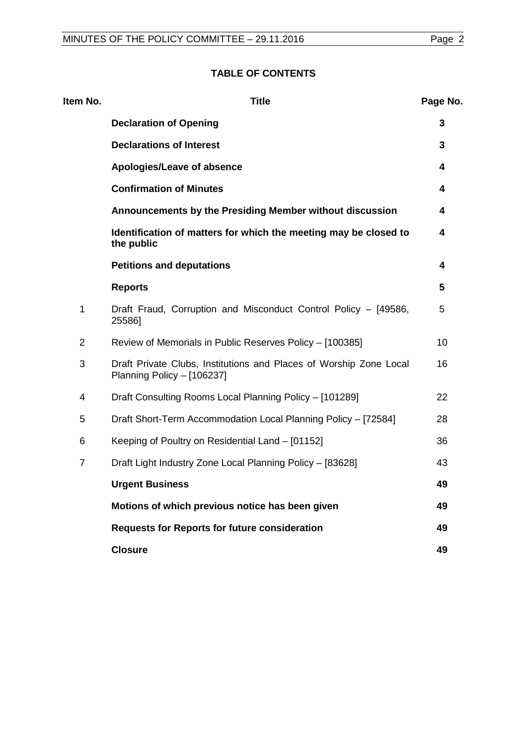**TABLE OF CONTENTS**

| Item No. | Title | Page No. |
|---|---|---|
| | **Declaration of Opening** | **3** |
| | **Declarations of Interest** | **3** |
| | **Apologies/Leave of absence** | **4** |
| | **Confirmation of Minutes** | **4** |
| | **Announcements by the Presiding Member without discussion** | **4** |
| | **Identification of matters for which the meeting may be closed to the public** | **4** |
| | **Petitions and deputations** | **4** |
| | **Reports** | **5** |
| 1 | Draft Fraud, Corruption and Misconduct Control Policy – [49586, 25586] | 5 |
| 2 | Review of Memorials in Public Reserves Policy – [100385] | 10 |
| 3 | Draft Private Clubs, Institutions and Places of Worship Zone Local Planning Policy – [106237] | 16 |
| 4 | Draft Consulting Rooms Local Planning Policy – [101289] | 22 |
| 5 | Draft Short-Term Accommodation Local Planning Policy – [72584] | 28 |
| 6 | Keeping of Poultry on Residential Land – [01152] | 36 |
| 7 | Draft Light Industry Zone Local Planning Policy – [83628] | 43 |
| | **Urgent Business** | **49** |
| | **Motions of which previous notice has been given** | **49** |
| | **Requests for Reports for future consideration** | **49** |
| | **Closure** | **49** |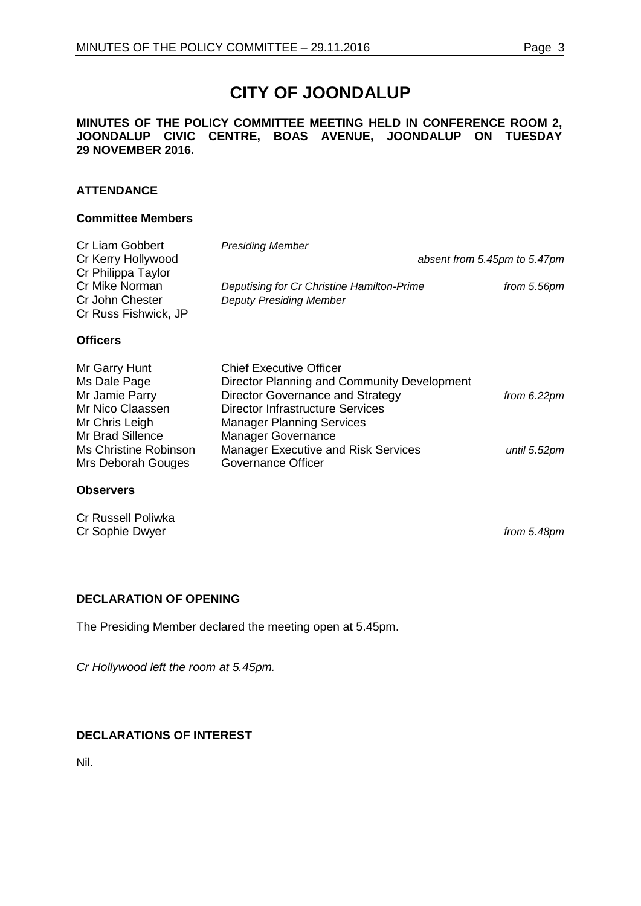# CITY OF JOONDALUP

**MINUTES OF THE POLICY COMMITTEE MEETING HELD IN CONFERENCE ROOM 2, JOONDALUP CIVIC CENTRE, BOAS AVENUE, JOONDALUP ON TUESDAY 29 NOVEMBER 2016.**

## ATTENDANCE

### Committee Members

| | | |
|---|---|---|
| Cr Liam Gobbert | *Presiding Member* | |
| Cr Kerry Hollywood | | *absent from 5.45pm to 5.47pm* |
| Cr Philippa Taylor | | |
| Cr Mike Norman | *Deputising for Cr Christine Hamilton-Prime* | *from 5.56pm* |
| Cr John Chester | *Deputy Presiding Member* | |
| Cr Russ Fishwick, JP | | |

### Officers

| | | |
|---|---|---|
| Mr Garry Hunt | Chief Executive Officer | |
| Ms Dale Page | Director Planning and Community Development | |
| Mr Jamie Parry | Director Governance and Strategy | *from 6.22pm* |
| Mr Nico Claassen | Director Infrastructure Services | |
| Mr Chris Leigh | Manager Planning Services | |
| Mr Brad Sillence | Manager Governance | |
| Ms Christine Robinson | Manager Executive and Risk Services | *until 5.52pm* |
| Mrs Deborah Gouges | Governance Officer | |

### Observers

| | |
|---|---|
| Cr Russell Poliwka | |
| Cr Sophie Dwyer | *from 5.48pm* |

## DECLARATION OF OPENING

The Presiding Member declared the meeting open at 5.45pm.

*Cr Hollywood left the room at 5.45pm.*

## DECLARATIONS OF INTEREST

Nil.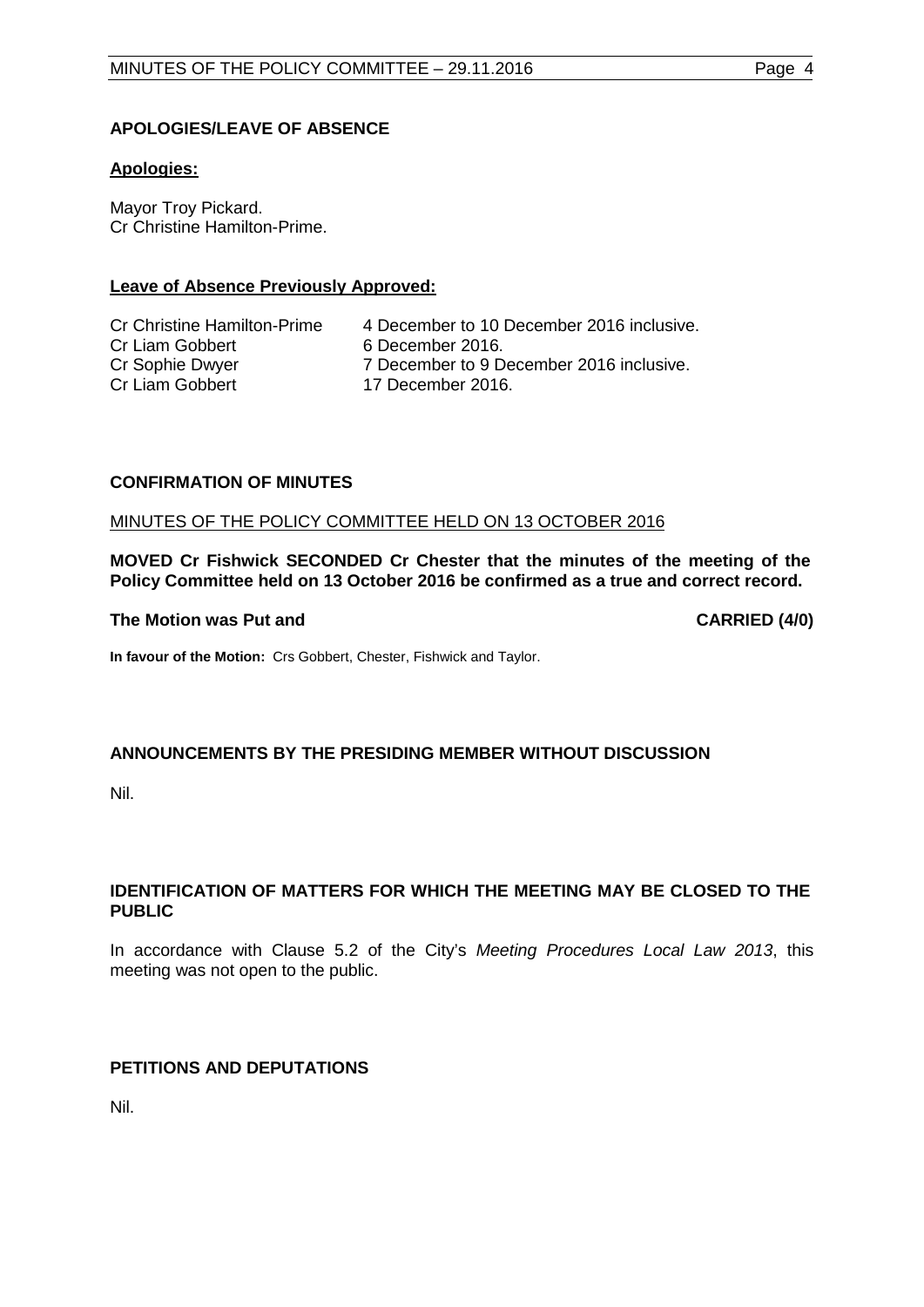## APOLOGIES/LEAVE OF ABSENCE

**Apologies:**

Mayor Troy Pickard.
Cr Christine Hamilton-Prime.

**Leave of Absence Previously Approved:**

| | |
|---|---|
| Cr Christine Hamilton-Prime | 4 December to 10 December 2016 inclusive. |
| Cr Liam Gobbert | 6 December 2016. |
| Cr Sophie Dwyer | 7 December to 9 December 2016 inclusive. |
| Cr Liam Gobbert | 17 December 2016. |

## CONFIRMATION OF MINUTES

MINUTES OF THE POLICY COMMITTEE HELD ON 13 OCTOBER 2016

**MOVED Cr Fishwick SECONDED Cr Chester that the minutes of the meeting of the Policy Committee held on 13 October 2016 be confirmed as a true and correct record.**

**The Motion was Put and CARRIED (4/0)**

**In favour of the Motion:** Crs Gobbert, Chester, Fishwick and Taylor.

## ANNOUNCEMENTS BY THE PRESIDING MEMBER WITHOUT DISCUSSION

Nil.

## IDENTIFICATION OF MATTERS FOR WHICH THE MEETING MAY BE CLOSED TO THE PUBLIC

In accordance with Clause 5.2 of the City's *Meeting Procedures Local Law 2013*, this meeting was not open to the public.

## PETITIONS AND DEPUTATIONS

Nil.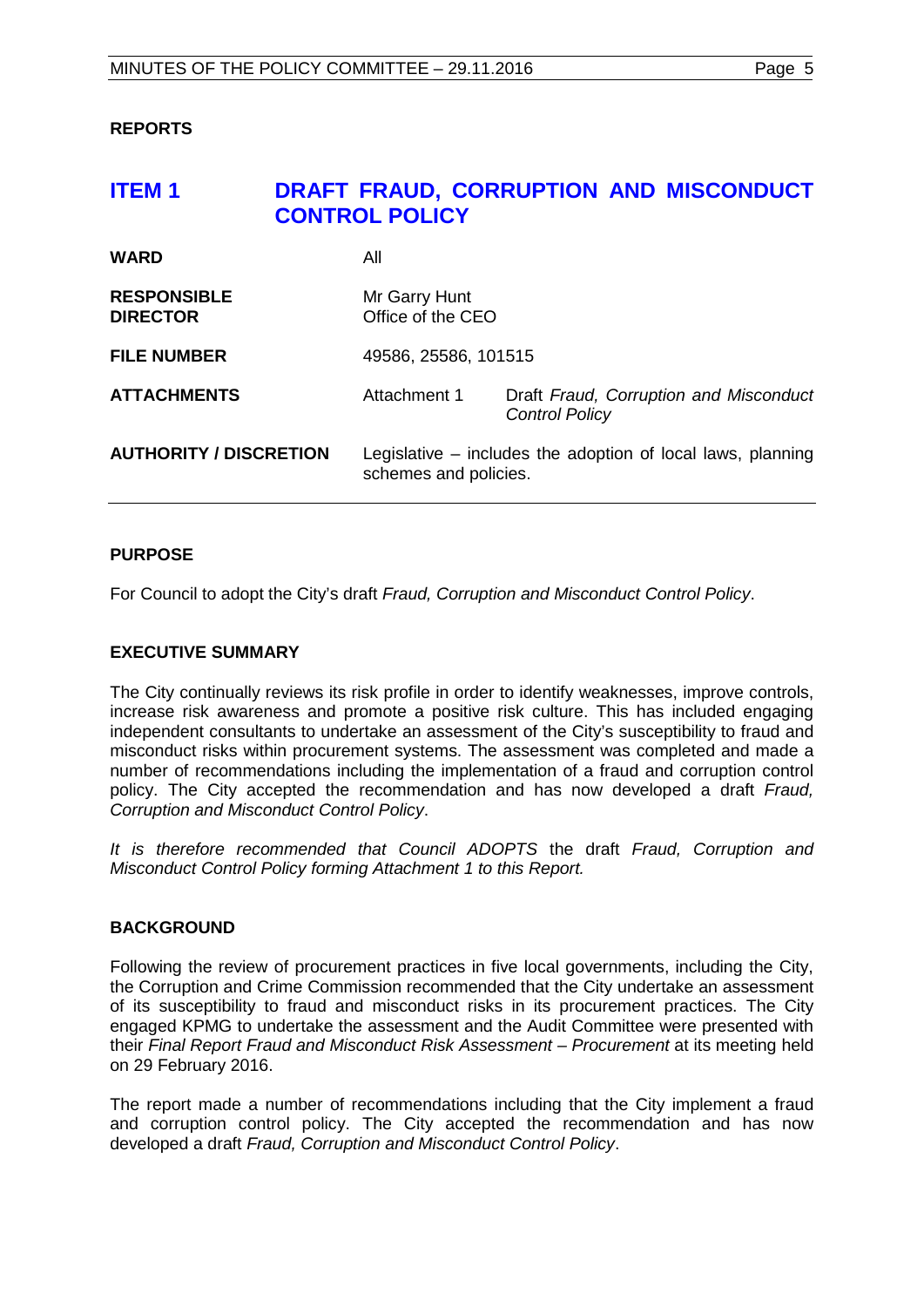## REPORTS

# ITEM 1 DRAFT FRAUD, CORRUPTION AND MISCONDUCT CONTROL POLICY

| | | |
|---|---|---|
| **WARD** | All | |
| **RESPONSIBLE DIRECTOR** | Mr Garry Hunt<br>Office of the CEO | |
| **FILE NUMBER** | 49586, 25586, 101515 | |
| **ATTACHMENTS** | Attachment 1 | Draft *Fraud, Corruption and Misconduct Control Policy* |
| **AUTHORITY / DISCRETION** | Legislative – includes the adoption of local laws, planning schemes and policies. | |

### PURPOSE

For Council to adopt the City's draft *Fraud, Corruption and Misconduct Control Policy*.

### EXECUTIVE SUMMARY

The City continually reviews its risk profile in order to identify weaknesses, improve controls, increase risk awareness and promote a positive risk culture. This has included engaging independent consultants to undertake an assessment of the City's susceptibility to fraud and misconduct risks within procurement systems. The assessment was completed and made a number of recommendations including the implementation of a fraud and corruption control policy. The City accepted the recommendation and has now developed a draft *Fraud, Corruption and Misconduct Control Policy*.

*It is therefore recommended that Council ADOPTS* the draft *Fraud, Corruption and Misconduct Control Policy forming Attachment 1 to this Report.*

### BACKGROUND

Following the review of procurement practices in five local governments, including the City, the Corruption and Crime Commission recommended that the City undertake an assessment of its susceptibility to fraud and misconduct risks in its procurement practices. The City engaged KPMG to undertake the assessment and the Audit Committee were presented with their *Final Report Fraud and Misconduct Risk Assessment – Procurement* at its meeting held on 29 February 2016.

The report made a number of recommendations including that the City implement a fraud and corruption control policy. The City accepted the recommendation and has now developed a draft *Fraud, Corruption and Misconduct Control Policy*.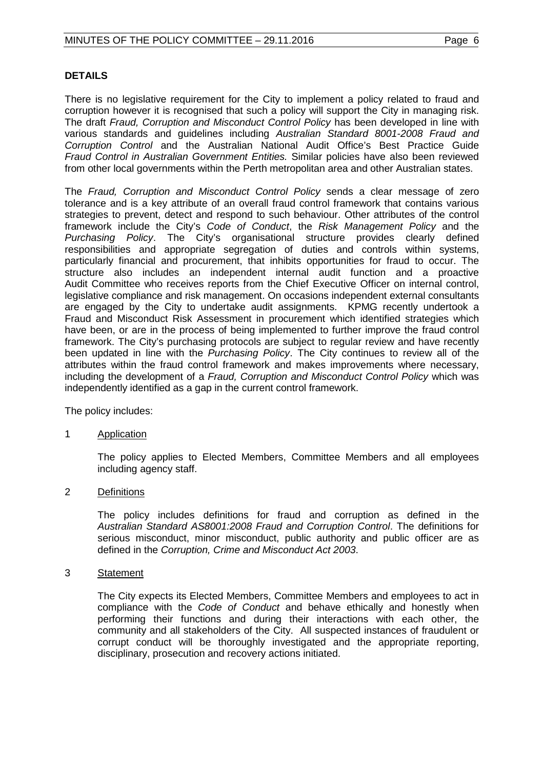## DETAILS

There is no legislative requirement for the City to implement a policy related to fraud and corruption however it is recognised that such a policy will support the City in managing risk. The draft *Fraud, Corruption and Misconduct Control Policy* has been developed in line with various standards and guidelines including *Australian Standard 8001-2008 Fraud and Corruption Control* and the Australian National Audit Office's Best Practice Guide *Fraud Control in Australian Government Entities.* Similar policies have also been reviewed from other local governments within the Perth metropolitan area and other Australian states.

The *Fraud, Corruption and Misconduct Control Policy* sends a clear message of zero tolerance and is a key attribute of an overall fraud control framework that contains various strategies to prevent, detect and respond to such behaviour. Other attributes of the control framework include the City's *Code of Conduct*, the *Risk Management Policy* and the *Purchasing Policy*. The City's organisational structure provides clearly defined responsibilities and appropriate segregation of duties and controls within systems, particularly financial and procurement, that inhibits opportunities for fraud to occur. The structure also includes an independent internal audit function and a proactive Audit Committee who receives reports from the Chief Executive Officer on internal control, legislative compliance and risk management. On occasions independent external consultants are engaged by the City to undertake audit assignments. KPMG recently undertook a Fraud and Misconduct Risk Assessment in procurement which identified strategies which have been, or are in the process of being implemented to further improve the fraud control framework. The City's purchasing protocols are subject to regular review and have recently been updated in line with the *Purchasing Policy*. The City continues to review all of the attributes within the fraud control framework and makes improvements where necessary, including the development of a *Fraud, Corruption and Misconduct Control Policy* which was independently identified as a gap in the current control framework.

The policy includes:

1 Application

The policy applies to Elected Members, Committee Members and all employees including agency staff.

2 Definitions

The policy includes definitions for fraud and corruption as defined in the *Australian Standard AS8001:2008 Fraud and Corruption Control*. The definitions for serious misconduct, minor misconduct, public authority and public officer are as defined in the *Corruption, Crime and Misconduct Act 2003*.

3 Statement

The City expects its Elected Members, Committee Members and employees to act in compliance with the *Code of Conduct* and behave ethically and honestly when performing their functions and during their interactions with each other, the community and all stakeholders of the City. All suspected instances of fraudulent or corrupt conduct will be thoroughly investigated and the appropriate reporting, disciplinary, prosecution and recovery actions initiated.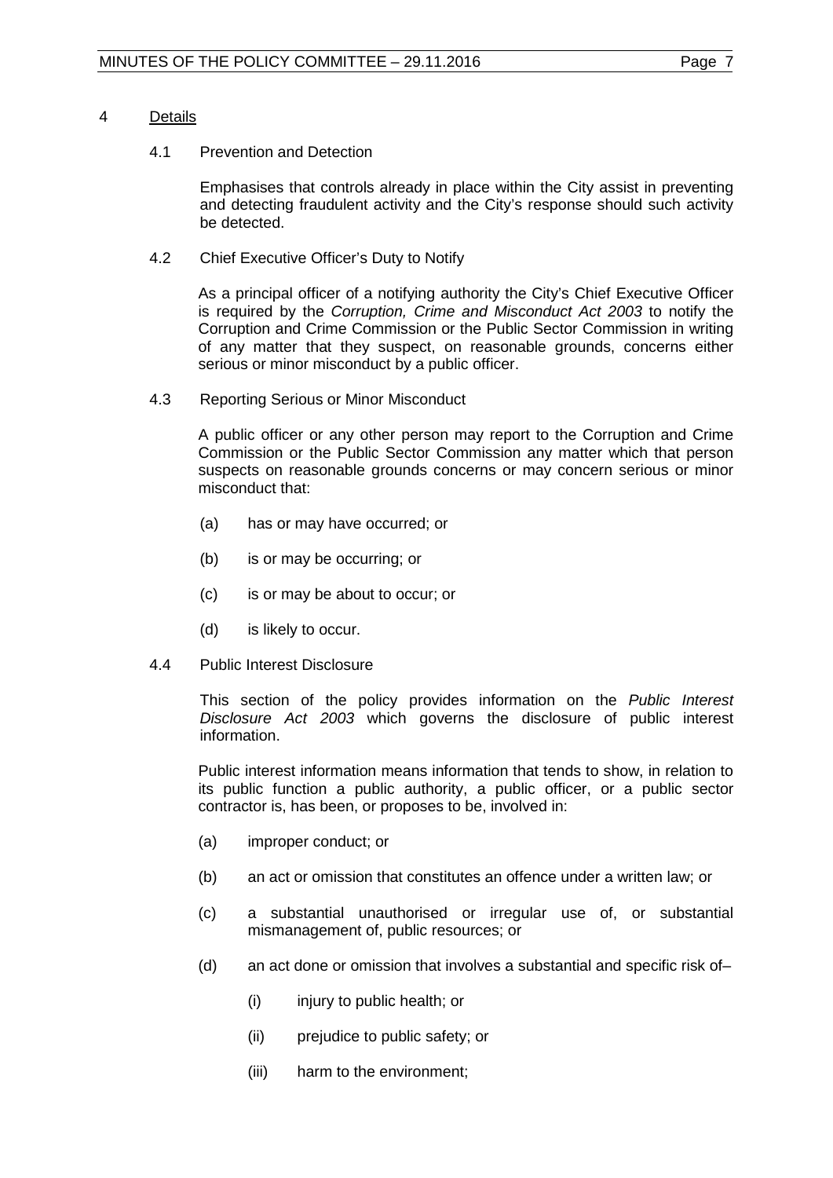## 4 Details

### 4.1 Prevention and Detection

Emphasises that controls already in place within the City assist in preventing and detecting fraudulent activity and the City's response should such activity be detected.

### 4.2 Chief Executive Officer's Duty to Notify

As a principal officer of a notifying authority the City's Chief Executive Officer is required by the *Corruption, Crime and Misconduct Act 2003* to notify the Corruption and Crime Commission or the Public Sector Commission in writing of any matter that they suspect, on reasonable grounds, concerns either serious or minor misconduct by a public officer.

### 4.3 Reporting Serious or Minor Misconduct

A public officer or any other person may report to the Corruption and Crime Commission or the Public Sector Commission any matter which that person suspects on reasonable grounds concerns or may concern serious or minor misconduct that:

(a) has or may have occurred; or

(b) is or may be occurring; or

(c) is or may be about to occur; or

(d) is likely to occur.

### 4.4 Public Interest Disclosure

This section of the policy provides information on the *Public Interest Disclosure Act 2003* which governs the disclosure of public interest information.

Public interest information means information that tends to show, in relation to its public function a public authority, a public officer, or a public sector contractor is, has been, or proposes to be, involved in:

(a) improper conduct; or

(b) an act or omission that constitutes an offence under a written law; or

(c) a substantial unauthorised or irregular use of, or substantial mismanagement of, public resources; or

(d) an act done or omission that involves a substantial and specific risk of–

  (i) injury to public health; or

  (ii) prejudice to public safety; or

  (iii) harm to the environment;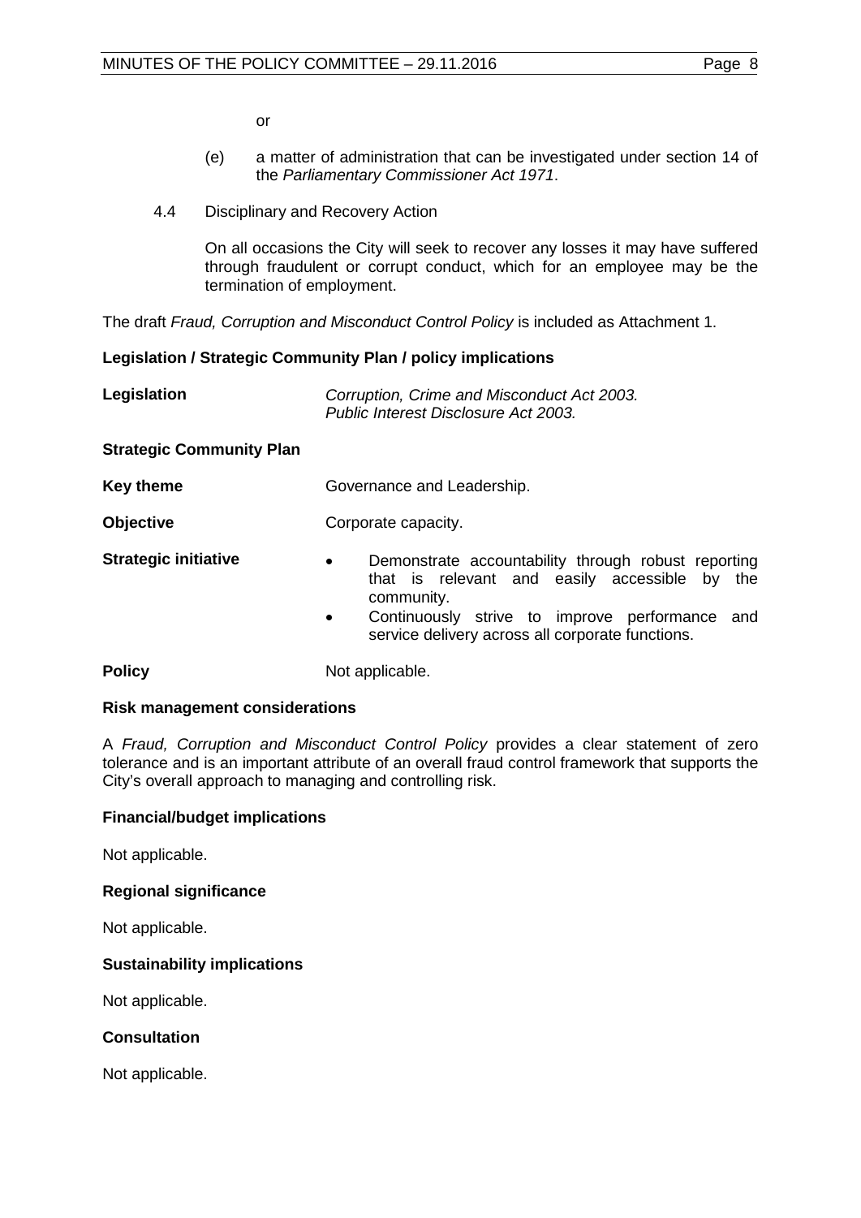or

(e) a matter of administration that can be investigated under section 14 of the *Parliamentary Commissioner Act 1971*.

4.4 Disciplinary and Recovery Action

On all occasions the City will seek to recover any losses it may have suffered through fraudulent or corrupt conduct, which for an employee may be the termination of employment.

The draft *Fraud, Corruption and Misconduct Control Policy* is included as Attachment 1.

**Legislation / Strategic Community Plan / policy implications**

| | |
|---|---|
| **Legislation** | *Corruption, Crime and Misconduct Act 2003.* *Public Interest Disclosure Act 2003.* |
| **Strategic Community Plan** | |
| **Key theme** | Governance and Leadership. |
| **Objective** | Corporate capacity. |
| **Strategic initiative** | • Demonstrate accountability through robust reporting that is relevant and easily accessible by the community. • Continuously strive to improve performance and service delivery across all corporate functions. |
| **Policy** | Not applicable. |

**Risk management considerations**

A *Fraud, Corruption and Misconduct Control Policy* provides a clear statement of zero tolerance and is an important attribute of an overall fraud control framework that supports the City's overall approach to managing and controlling risk.

**Financial/budget implications**

Not applicable.

**Regional significance**

Not applicable.

**Sustainability implications**

Not applicable.

**Consultation**

Not applicable.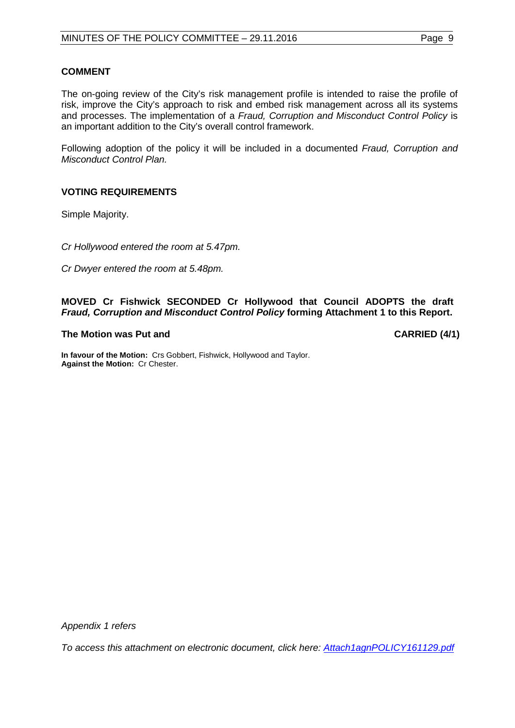**COMMENT**

The on-going review of the City's risk management profile is intended to raise the profile of risk, improve the City's approach to risk and embed risk management across all its systems and processes. The implementation of a *Fraud, Corruption and Misconduct Control Policy* is an important addition to the City's overall control framework.

Following adoption of the policy it will be included in a documented *Fraud, Corruption and Misconduct Control Plan.*

**VOTING REQUIREMENTS**

Simple Majority.

*Cr Hollywood entered the room at 5.47pm.*

*Cr Dwyer entered the room at 5.48pm.*

**MOVED Cr Fishwick SECONDED Cr Hollywood that Council ADOPTS the draft *Fraud, Corruption and Misconduct Control Policy* forming Attachment 1 to this Report.**

**The Motion was Put and** **CARRIED (4/1)**

**In favour of the Motion:** Crs Gobbert, Fishwick, Hollywood and Taylor.
**Against the Motion:** Cr Chester.

*Appendix 1 refers*

*To access this attachment on electronic document, click here: Attach1agnPOLICY161129.pdf*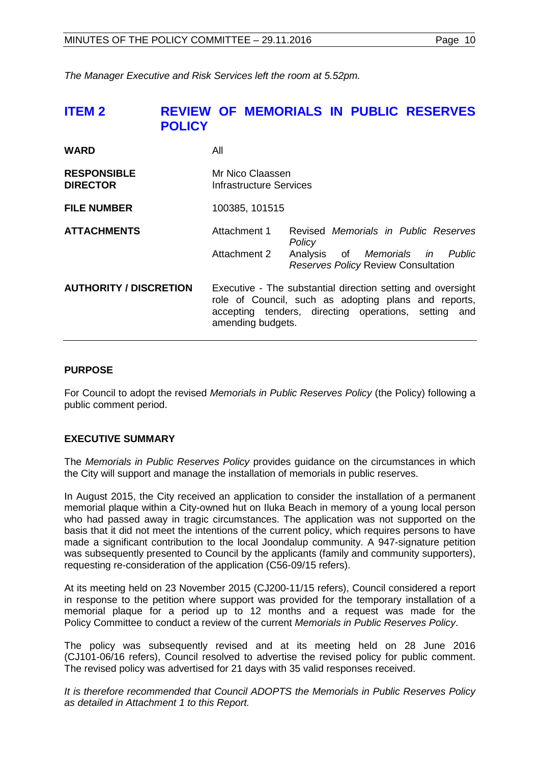*The Manager Executive and Risk Services left the room at 5.52pm.*

## ITEM 2 REVIEW OF MEMORIALS IN PUBLIC RESERVES POLICY

| | | |
|---|---|---|
| **WARD** | All | |
| **RESPONSIBLE DIRECTOR** | Mr Nico Claassen<br>Infrastructure Services | |
| **FILE NUMBER** | 100385, 101515 | |
| **ATTACHMENTS** | Attachment 1 | Revised *Memorials in Public Reserves Policy* |
| | Attachment 2 | Analysis of *Memorials in Public Reserves Policy* Review Consultation |
| **AUTHORITY / DISCRETION** | Executive - The substantial direction setting and oversight role of Council, such as adopting plans and reports, accepting tenders, directing operations, setting and amending budgets. | |

### PURPOSE

For Council to adopt the revised *Memorials in Public Reserves Policy* (the Policy) following a public comment period.

### EXECUTIVE SUMMARY

The *Memorials in Public Reserves Policy* provides guidance on the circumstances in which the City will support and manage the installation of memorials in public reserves.

In August 2015, the City received an application to consider the installation of a permanent memorial plaque within a City-owned hut on Iluka Beach in memory of a young local person who had passed away in tragic circumstances. The application was not supported on the basis that it did not meet the intentions of the current policy, which requires persons to have made a significant contribution to the local Joondalup community. A 947-signature petition was subsequently presented to Council by the applicants (family and community supporters), requesting re-consideration of the application (C56-09/15 refers).

At its meeting held on 23 November 2015 (CJ200-11/15 refers), Council considered a report in response to the petition where support was provided for the temporary installation of a memorial plaque for a period up to 12 months and a request was made for the Policy Committee to conduct a review of the current *Memorials in Public Reserves Policy*.

The policy was subsequently revised and at its meeting held on 28 June 2016 (CJ101-06/16 refers), Council resolved to advertise the revised policy for public comment. The revised policy was advertised for 21 days with 35 valid responses received.

*It is therefore recommended that Council ADOPTS the Memorials in Public Reserves Policy as detailed in Attachment 1 to this Report.*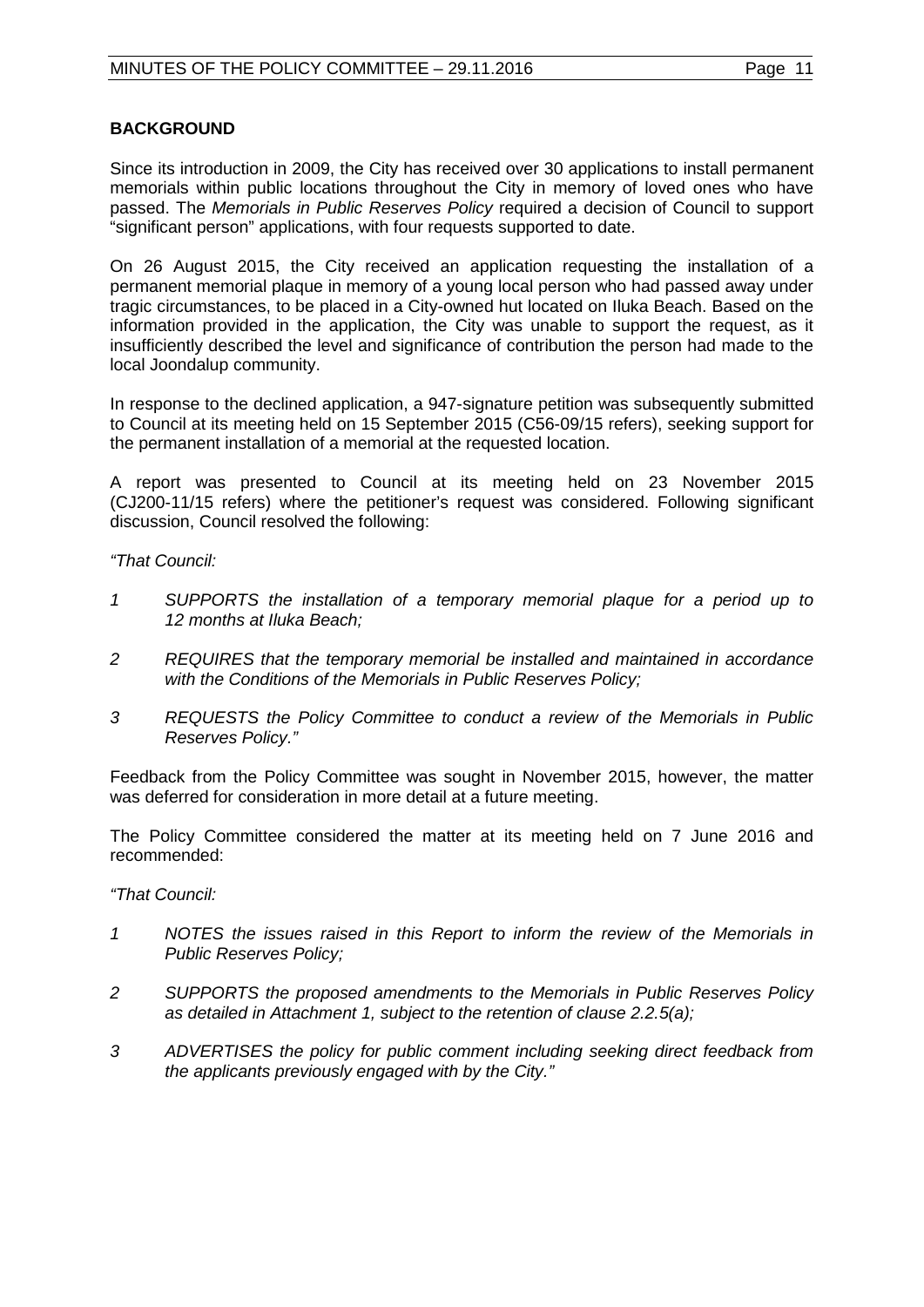## BACKGROUND

Since its introduction in 2009, the City has received over 30 applications to install permanent memorials within public locations throughout the City in memory of loved ones who have passed. The *Memorials in Public Reserves Policy* required a decision of Council to support "significant person" applications, with four requests supported to date.

On 26 August 2015, the City received an application requesting the installation of a permanent memorial plaque in memory of a young local person who had passed away under tragic circumstances, to be placed in a City-owned hut located on Iluka Beach. Based on the information provided in the application, the City was unable to support the request, as it insufficiently described the level and significance of contribution the person had made to the local Joondalup community.

In response to the declined application, a 947-signature petition was subsequently submitted to Council at its meeting held on 15 September 2015 (C56-09/15 refers), seeking support for the permanent installation of a memorial at the requested location.

A report was presented to Council at its meeting held on 23 November 2015 (CJ200-11/15 refers) where the petitioner's request was considered. Following significant discussion, Council resolved the following:

*"That Council:*

*1 SUPPORTS the installation of a temporary memorial plaque for a period up to 12 months at Iluka Beach;*

*2 REQUIRES that the temporary memorial be installed and maintained in accordance with the Conditions of the Memorials in Public Reserves Policy;*

*3 REQUESTS the Policy Committee to conduct a review of the Memorials in Public Reserves Policy."*

Feedback from the Policy Committee was sought in November 2015, however, the matter was deferred for consideration in more detail at a future meeting.

The Policy Committee considered the matter at its meeting held on 7 June 2016 and recommended:

*"That Council:*

*1 NOTES the issues raised in this Report to inform the review of the Memorials in Public Reserves Policy;*

*2 SUPPORTS the proposed amendments to the Memorials in Public Reserves Policy as detailed in Attachment 1, subject to the retention of clause 2.2.5(a);*

*3 ADVERTISES the policy for public comment including seeking direct feedback from the applicants previously engaged with by the City."*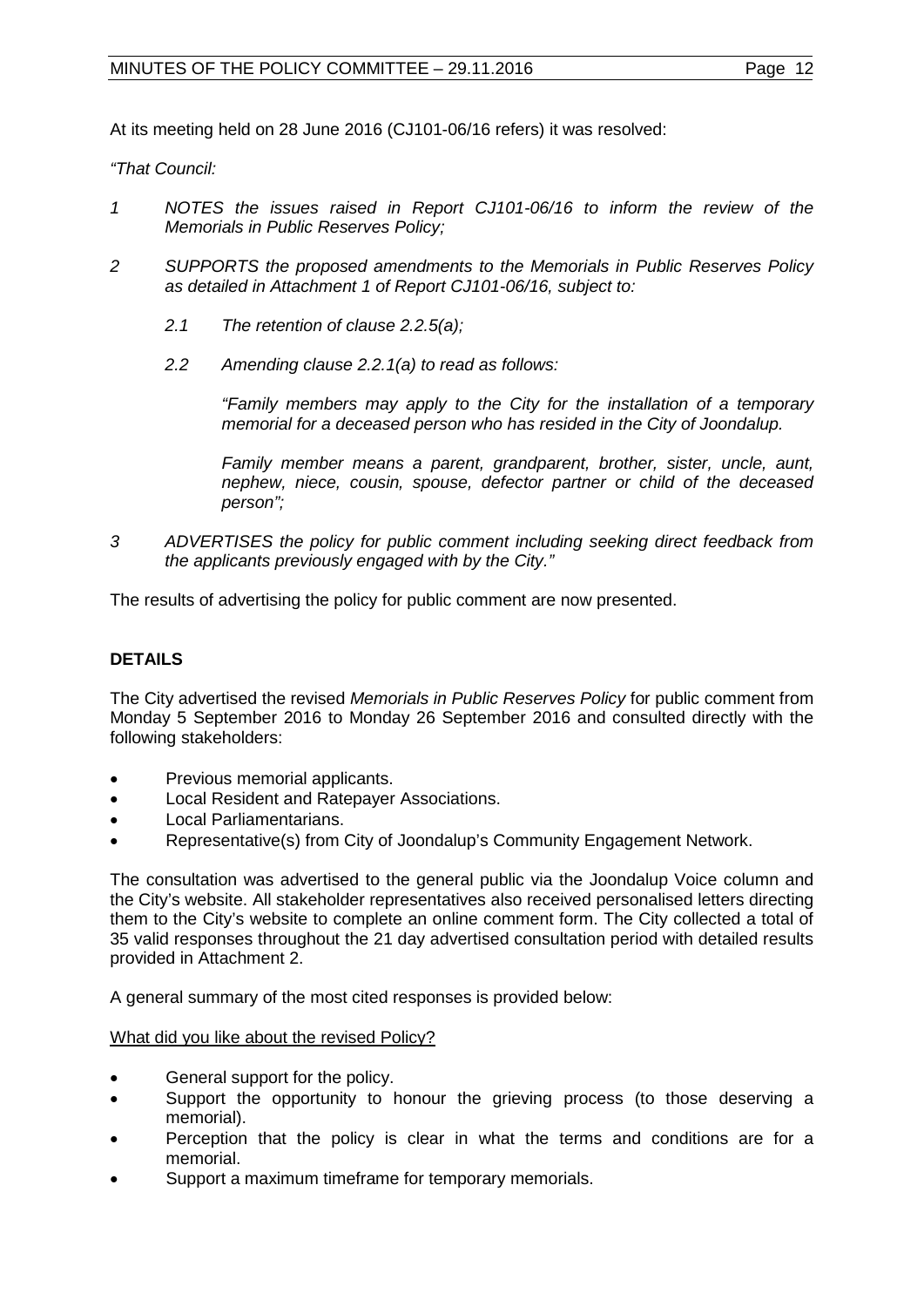At its meeting held on 28 June 2016 (CJ101-06/16 refers) it was resolved:

*"That Council:*

*1 NOTES the issues raised in Report CJ101-06/16 to inform the review of the Memorials in Public Reserves Policy;*

*2 SUPPORTS the proposed amendments to the Memorials in Public Reserves Policy as detailed in Attachment 1 of Report CJ101-06/16, subject to:*

*2.1 The retention of clause 2.2.5(a);*

*2.2 Amending clause 2.2.1(a) to read as follows:*

*"Family members may apply to the City for the installation of a temporary memorial for a deceased person who has resided in the City of Joondalup.*

*Family member means a parent, grandparent, brother, sister, uncle, aunt, nephew, niece, cousin, spouse, defector partner or child of the deceased person";*

*3 ADVERTISES the policy for public comment including seeking direct feedback from the applicants previously engaged with by the City."*

The results of advertising the policy for public comment are now presented.

**DETAILS**

The City advertised the revised *Memorials in Public Reserves Policy* for public comment from Monday 5 September 2016 to Monday 26 September 2016 and consulted directly with the following stakeholders:

- Previous memorial applicants.
- Local Resident and Ratepayer Associations.
- Local Parliamentarians.
- Representative(s) from City of Joondalup's Community Engagement Network.

The consultation was advertised to the general public via the Joondalup Voice column and the City's website. All stakeholder representatives also received personalised letters directing them to the City's website to complete an online comment form. The City collected a total of 35 valid responses throughout the 21 day advertised consultation period with detailed results provided in Attachment 2.

A general summary of the most cited responses is provided below:

<u>What did you like about the revised Policy?</u>

- General support for the policy.
- Support the opportunity to honour the grieving process (to those deserving a memorial).
- Perception that the policy is clear in what the terms and conditions are for a memorial.
- Support a maximum timeframe for temporary memorials.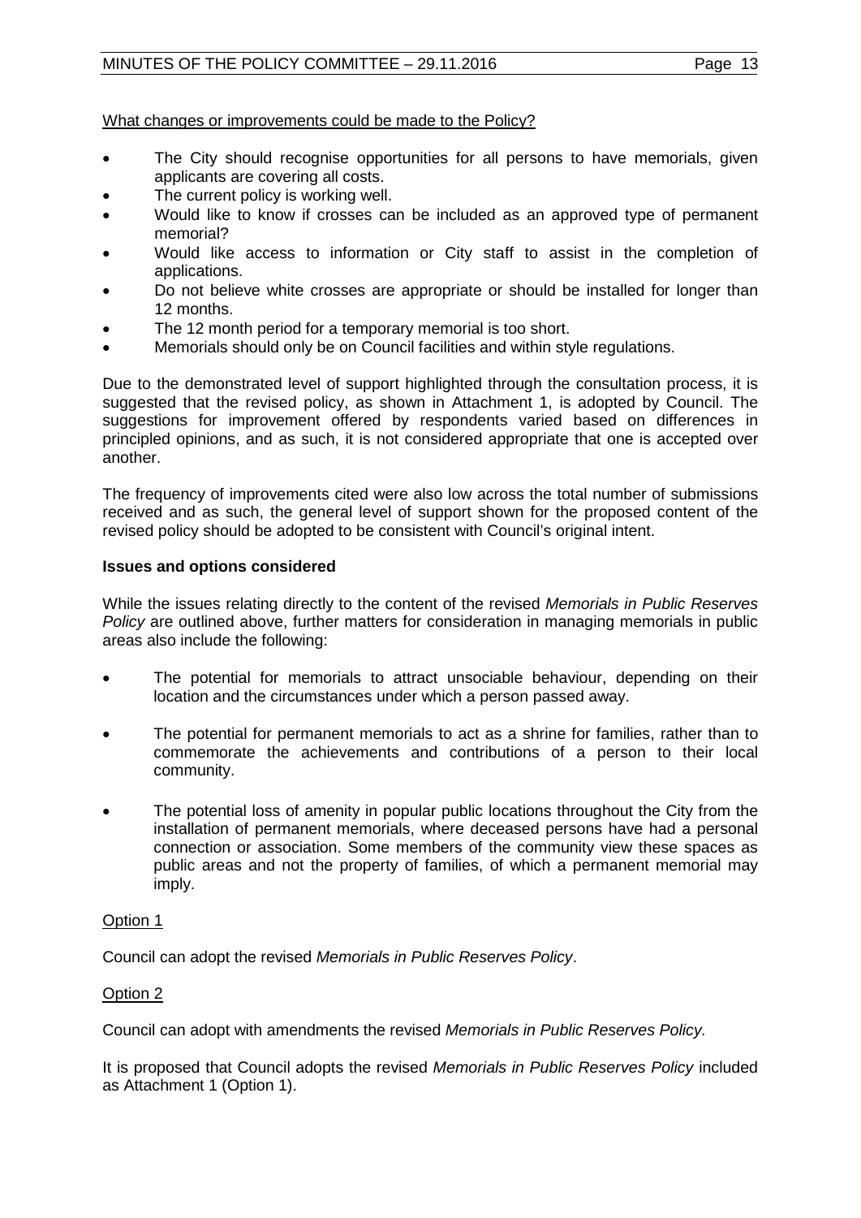What changes or improvements could be made to the Policy?

- The City should recognise opportunities for all persons to have memorials, given applicants are covering all costs.
- The current policy is working well.
- Would like to know if crosses can be included as an approved type of permanent memorial?
- Would like access to information or City staff to assist in the completion of applications.
- Do not believe white crosses are appropriate or should be installed for longer than 12 months.
- The 12 month period for a temporary memorial is too short.
- Memorials should only be on Council facilities and within style regulations.

Due to the demonstrated level of support highlighted through the consultation process, it is suggested that the revised policy, as shown in Attachment 1, is adopted by Council. The suggestions for improvement offered by respondents varied based on differences in principled opinions, and as such, it is not considered appropriate that one is accepted over another.

The frequency of improvements cited were also low across the total number of submissions received and as such, the general level of support shown for the proposed content of the revised policy should be adopted to be consistent with Council's original intent.

**Issues and options considered**

While the issues relating directly to the content of the revised *Memorials in Public Reserves Policy* are outlined above, further matters for consideration in managing memorials in public areas also include the following:

- The potential for memorials to attract unsociable behaviour, depending on their location and the circumstances under which a person passed away.
- The potential for permanent memorials to act as a shrine for families, rather than to commemorate the achievements and contributions of a person to their local community.
- The potential loss of amenity in popular public locations throughout the City from the installation of permanent memorials, where deceased persons have had a personal connection or association. Some members of the community view these spaces as public areas and not the property of families, of which a permanent memorial may imply.

Option 1

Council can adopt the revised *Memorials in Public Reserves Policy*.

Option 2

Council can adopt with amendments the revised *Memorials in Public Reserves Policy.*

It is proposed that Council adopts the revised *Memorials in Public Reserves Policy* included as Attachment 1 (Option 1).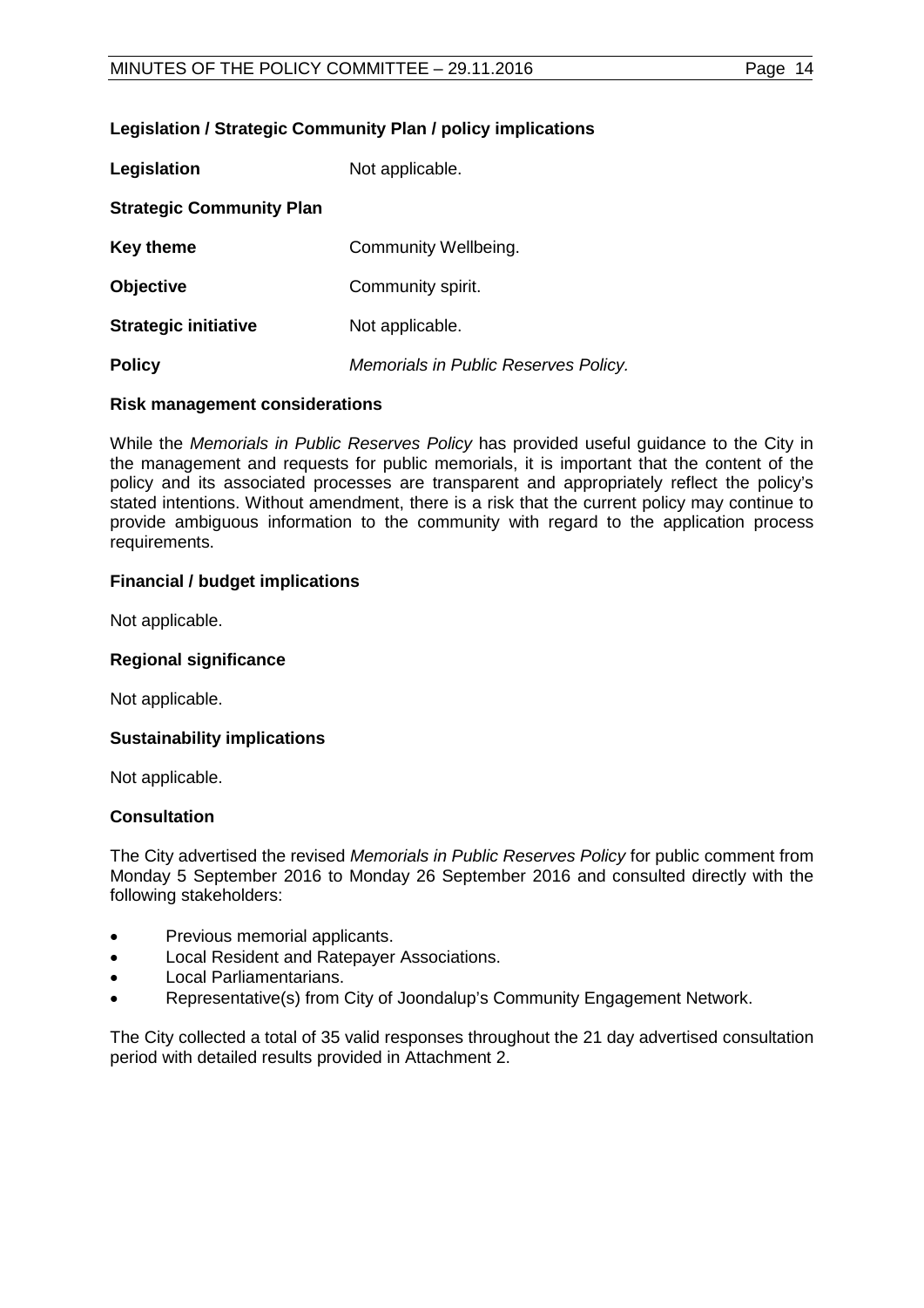**Legislation / Strategic Community Plan / policy implications**

| | |
|---|---|
| **Legislation** | Not applicable. |
| **Strategic Community Plan** | |
| **Key theme** | Community Wellbeing. |
| **Objective** | Community spirit. |
| **Strategic initiative** | Not applicable. |
| **Policy** | *Memorials in Public Reserves Policy.* |

**Risk management considerations**

While the *Memorials in Public Reserves Policy* has provided useful guidance to the City in the management and requests for public memorials, it is important that the content of the policy and its associated processes are transparent and appropriately reflect the policy's stated intentions. Without amendment, there is a risk that the current policy may continue to provide ambiguous information to the community with regard to the application process requirements.

**Financial / budget implications**

Not applicable.

**Regional significance**

Not applicable.

**Sustainability implications**

Not applicable.

**Consultation**

The City advertised the revised *Memorials in Public Reserves Policy* for public comment from Monday 5 September 2016 to Monday 26 September 2016 and consulted directly with the following stakeholders:

- Previous memorial applicants.
- Local Resident and Ratepayer Associations.
- Local Parliamentarians.
- Representative(s) from City of Joondalup's Community Engagement Network.

The City collected a total of 35 valid responses throughout the 21 day advertised consultation period with detailed results provided in Attachment 2.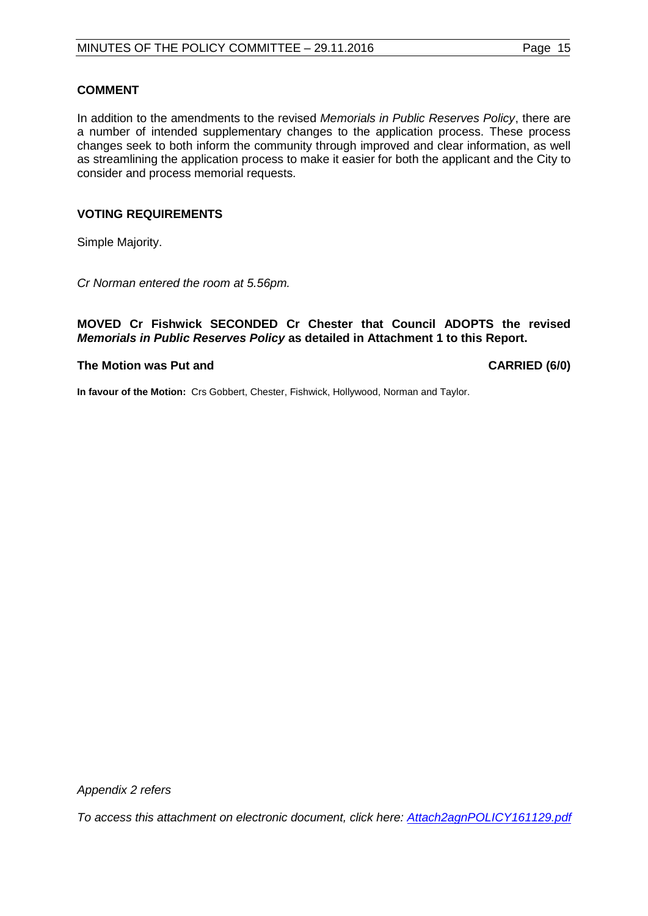### COMMENT

In addition to the amendments to the revised *Memorials in Public Reserves Policy*, there are a number of intended supplementary changes to the application process. These process changes seek to both inform the community through improved and clear information, as well as streamlining the application process to make it easier for both the applicant and the City to consider and process memorial requests.

### VOTING REQUIREMENTS

Simple Majority.

*Cr Norman entered the room at 5.56pm.*

**MOVED Cr Fishwick SECONDED Cr Chester that Council ADOPTS the revised *Memorials in Public Reserves Policy* as detailed in Attachment 1 to this Report.**

**The Motion was Put and** **CARRIED (6/0)**

**In favour of the Motion:** Crs Gobbert, Chester, Fishwick, Hollywood, Norman and Taylor.

*Appendix 2 refers*

*To access this attachment on electronic document, click here: Attach2agnPOLICY161129.pdf*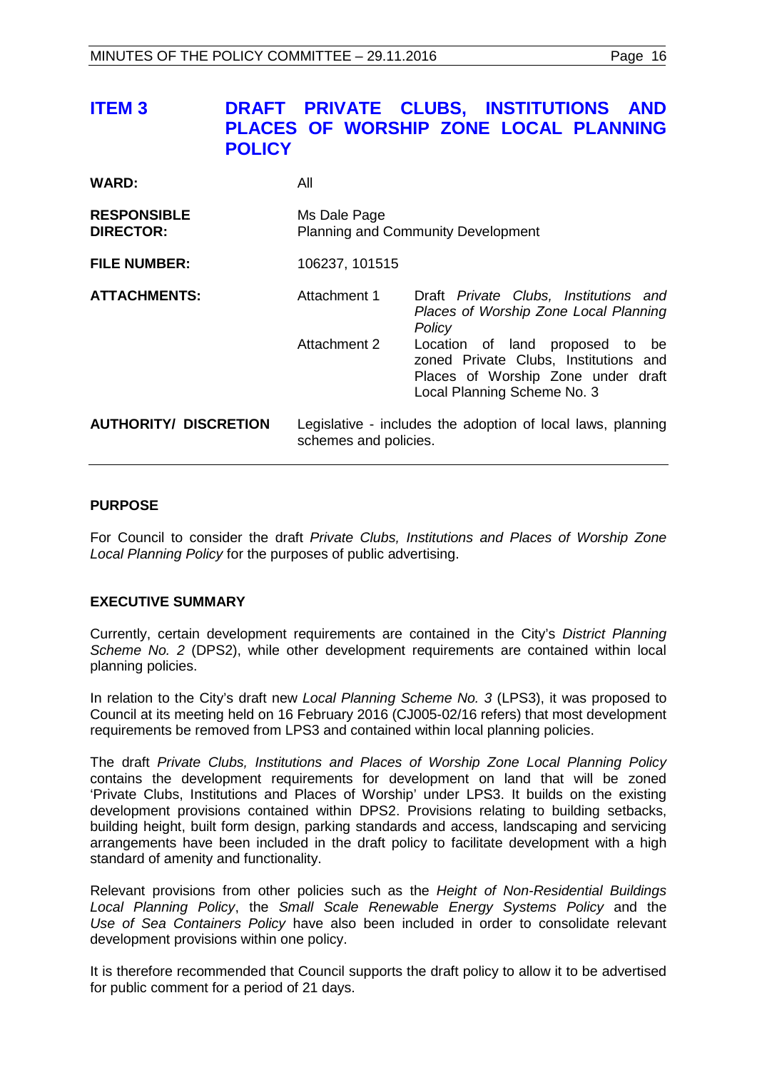## ITEM 3 DRAFT PRIVATE CLUBS, INSTITUTIONS AND PLACES OF WORSHIP ZONE LOCAL PLANNING POLICY

| | | |
|---|---|---|
| **WARD:** | All | |
| **RESPONSIBLE DIRECTOR:** | Ms Dale Page<br>Planning and Community Development | |
| **FILE NUMBER:** | 106237, 101515 | |
| **ATTACHMENTS:** | Attachment 1 | Draft *Private Clubs, Institutions and Places of Worship Zone Local Planning Policy* |
| | Attachment 2 | Location of land proposed to be zoned Private Clubs, Institutions and Places of Worship Zone under draft Local Planning Scheme No. 3 |
| **AUTHORITY/ DISCRETION** | Legislative - includes the adoption of local laws, planning schemes and policies. | |

### PURPOSE

For Council to consider the draft *Private Clubs, Institutions and Places of Worship Zone Local Planning Policy* for the purposes of public advertising.

### EXECUTIVE SUMMARY

Currently, certain development requirements are contained in the City's *District Planning Scheme No. 2* (DPS2), while other development requirements are contained within local planning policies.

In relation to the City's draft new *Local Planning Scheme No. 3* (LPS3), it was proposed to Council at its meeting held on 16 February 2016 (CJ005-02/16 refers) that most development requirements be removed from LPS3 and contained within local planning policies.

The draft *Private Clubs, Institutions and Places of Worship Zone Local Planning Policy* contains the development requirements for development on land that will be zoned 'Private Clubs, Institutions and Places of Worship' under LPS3. It builds on the existing development provisions contained within DPS2. Provisions relating to building setbacks, building height, built form design, parking standards and access, landscaping and servicing arrangements have been included in the draft policy to facilitate development with a high standard of amenity and functionality.

Relevant provisions from other policies such as the *Height of Non-Residential Buildings Local Planning Policy*, the *Small Scale Renewable Energy Systems Policy* and the *Use of Sea Containers Policy* have also been included in order to consolidate relevant development provisions within one policy.

It is therefore recommended that Council supports the draft policy to allow it to be advertised for public comment for a period of 21 days.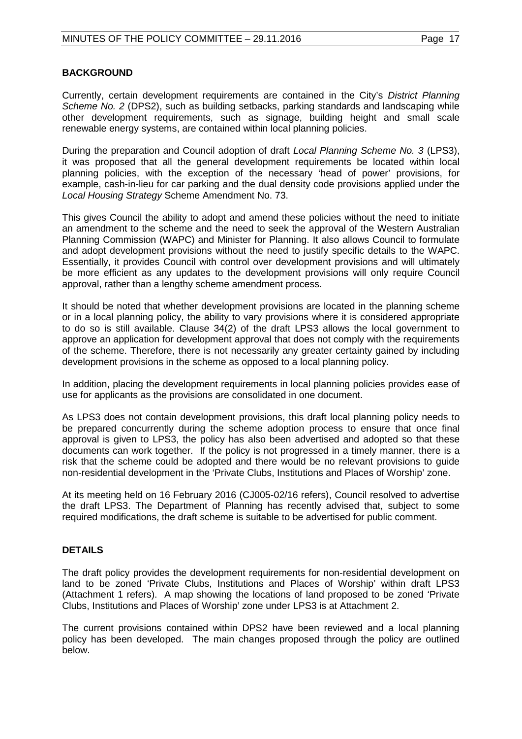## BACKGROUND

Currently, certain development requirements are contained in the City's *District Planning Scheme No. 2* (DPS2), such as building setbacks, parking standards and landscaping while other development requirements, such as signage, building height and small scale renewable energy systems, are contained within local planning policies.

During the preparation and Council adoption of draft *Local Planning Scheme No. 3* (LPS3), it was proposed that all the general development requirements be located within local planning policies, with the exception of the necessary 'head of power' provisions, for example, cash-in-lieu for car parking and the dual density code provisions applied under the *Local Housing Strategy* Scheme Amendment No. 73.

This gives Council the ability to adopt and amend these policies without the need to initiate an amendment to the scheme and the need to seek the approval of the Western Australian Planning Commission (WAPC) and Minister for Planning. It also allows Council to formulate and adopt development provisions without the need to justify specific details to the WAPC. Essentially, it provides Council with control over development provisions and will ultimately be more efficient as any updates to the development provisions will only require Council approval, rather than a lengthy scheme amendment process.

It should be noted that whether development provisions are located in the planning scheme or in a local planning policy, the ability to vary provisions where it is considered appropriate to do so is still available. Clause 34(2) of the draft LPS3 allows the local government to approve an application for development approval that does not comply with the requirements of the scheme. Therefore, there is not necessarily any greater certainty gained by including development provisions in the scheme as opposed to a local planning policy.

In addition, placing the development requirements in local planning policies provides ease of use for applicants as the provisions are consolidated in one document.

As LPS3 does not contain development provisions, this draft local planning policy needs to be prepared concurrently during the scheme adoption process to ensure that once final approval is given to LPS3, the policy has also been advertised and adopted so that these documents can work together. If the policy is not progressed in a timely manner, there is a risk that the scheme could be adopted and there would be no relevant provisions to guide non-residential development in the 'Private Clubs, Institutions and Places of Worship' zone.

At its meeting held on 16 February 2016 (CJ005-02/16 refers), Council resolved to advertise the draft LPS3. The Department of Planning has recently advised that, subject to some required modifications, the draft scheme is suitable to be advertised for public comment.

## DETAILS

The draft policy provides the development requirements for non-residential development on land to be zoned 'Private Clubs, Institutions and Places of Worship' within draft LPS3 (Attachment 1 refers). A map showing the locations of land proposed to be zoned 'Private Clubs, Institutions and Places of Worship' zone under LPS3 is at Attachment 2.

The current provisions contained within DPS2 have been reviewed and a local planning policy has been developed. The main changes proposed through the policy are outlined below.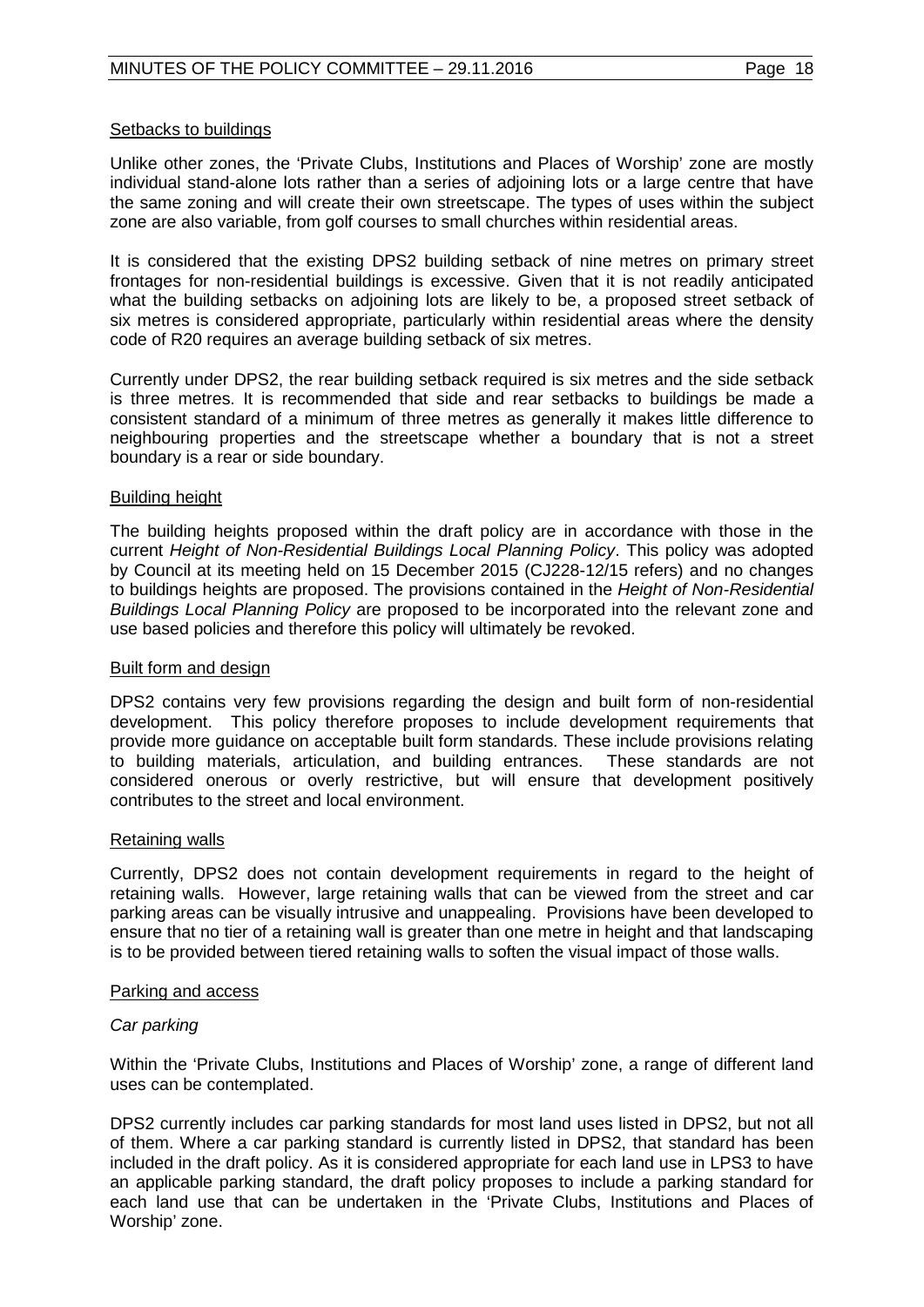### Setbacks to buildings

Unlike other zones, the 'Private Clubs, Institutions and Places of Worship' zone are mostly individual stand-alone lots rather than a series of adjoining lots or a large centre that have the same zoning and will create their own streetscape. The types of uses within the subject zone are also variable, from golf courses to small churches within residential areas.

It is considered that the existing DPS2 building setback of nine metres on primary street frontages for non-residential buildings is excessive. Given that it is not readily anticipated what the building setbacks on adjoining lots are likely to be, a proposed street setback of six metres is considered appropriate, particularly within residential areas where the density code of R20 requires an average building setback of six metres.

Currently under DPS2, the rear building setback required is six metres and the side setback is three metres. It is recommended that side and rear setbacks to buildings be made a consistent standard of a minimum of three metres as generally it makes little difference to neighbouring properties and the streetscape whether a boundary that is not a street boundary is a rear or side boundary.

### Building height

The building heights proposed within the draft policy are in accordance with those in the current *Height of Non-Residential Buildings Local Planning Policy*. This policy was adopted by Council at its meeting held on 15 December 2015 (CJ228-12/15 refers) and no changes to buildings heights are proposed. The provisions contained in the *Height of Non-Residential Buildings Local Planning Policy* are proposed to be incorporated into the relevant zone and use based policies and therefore this policy will ultimately be revoked.

### Built form and design

DPS2 contains very few provisions regarding the design and built form of non-residential development. This policy therefore proposes to include development requirements that provide more guidance on acceptable built form standards. These include provisions relating to building materials, articulation, and building entrances. These standards are not considered onerous or overly restrictive, but will ensure that development positively contributes to the street and local environment.

### Retaining walls

Currently, DPS2 does not contain development requirements in regard to the height of retaining walls. However, large retaining walls that can be viewed from the street and car parking areas can be visually intrusive and unappealing. Provisions have been developed to ensure that no tier of a retaining wall is greater than one metre in height and that landscaping is to be provided between tiered retaining walls to soften the visual impact of those walls.

### Parking and access

*Car parking*

Within the 'Private Clubs, Institutions and Places of Worship' zone, a range of different land uses can be contemplated.

DPS2 currently includes car parking standards for most land uses listed in DPS2, but not all of them. Where a car parking standard is currently listed in DPS2, that standard has been included in the draft policy. As it is considered appropriate for each land use in LPS3 to have an applicable parking standard, the draft policy proposes to include a parking standard for each land use that can be undertaken in the 'Private Clubs, Institutions and Places of Worship' zone.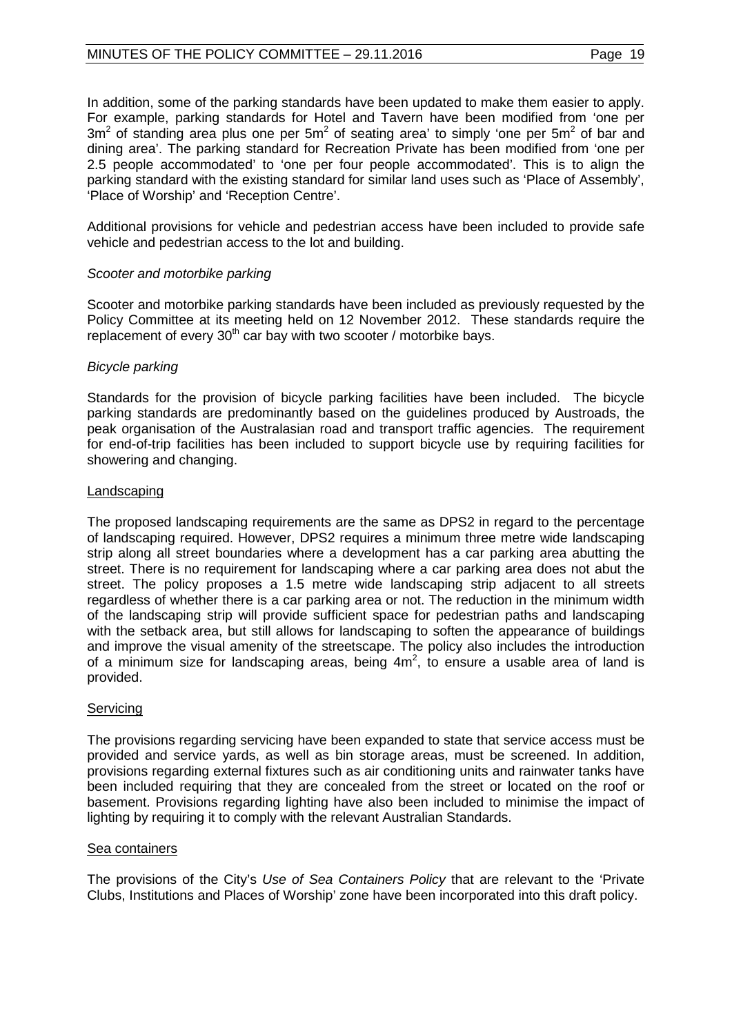In addition, some of the parking standards have been updated to make them easier to apply. For example, parking standards for Hotel and Tavern have been modified from 'one per $3m^2$ of standing area plus one per $5m^2$ of seating area' to simply 'one per $5m^2$ of bar and dining area'. The parking standard for Recreation Private has been modified from 'one per 2.5 people accommodated' to 'one per four people accommodated'. This is to align the parking standard with the existing standard for similar land uses such as 'Place of Assembly', 'Place of Worship' and 'Reception Centre'.

Additional provisions for vehicle and pedestrian access have been included to provide safe vehicle and pedestrian access to the lot and building.

*Scooter and motorbike parking*

Scooter and motorbike parking standards have been included as previously requested by the Policy Committee at its meeting held on 12 November 2012. These standards require the replacement of every 30th car bay with two scooter / motorbike bays.

*Bicycle parking*

Standards for the provision of bicycle parking facilities have been included. The bicycle parking standards are predominantly based on the guidelines produced by Austroads, the peak organisation of the Australasian road and transport traffic agencies. The requirement for end-of-trip facilities has been included to support bicycle use by requiring facilities for showering and changing.

Landscaping

The proposed landscaping requirements are the same as DPS2 in regard to the percentage of landscaping required. However, DPS2 requires a minimum three metre wide landscaping strip along all street boundaries where a development has a car parking area abutting the street. There is no requirement for landscaping where a car parking area does not abut the street. The policy proposes a 1.5 metre wide landscaping strip adjacent to all streets regardless of whether there is a car parking area or not. The reduction in the minimum width of the landscaping strip will provide sufficient space for pedestrian paths and landscaping with the setback area, but still allows for landscaping to soften the appearance of buildings and improve the visual amenity of the streetscape. The policy also includes the introduction of a minimum size for landscaping areas, being $4m^2$, to ensure a usable area of land is provided.

Servicing

The provisions regarding servicing have been expanded to state that service access must be provided and service yards, as well as bin storage areas, must be screened. In addition, provisions regarding external fixtures such as air conditioning units and rainwater tanks have been included requiring that they are concealed from the street or located on the roof or basement. Provisions regarding lighting have also been included to minimise the impact of lighting by requiring it to comply with the relevant Australian Standards.

Sea containers

The provisions of the City's *Use of Sea Containers Policy* that are relevant to the 'Private Clubs, Institutions and Places of Worship' zone have been incorporated into this draft policy.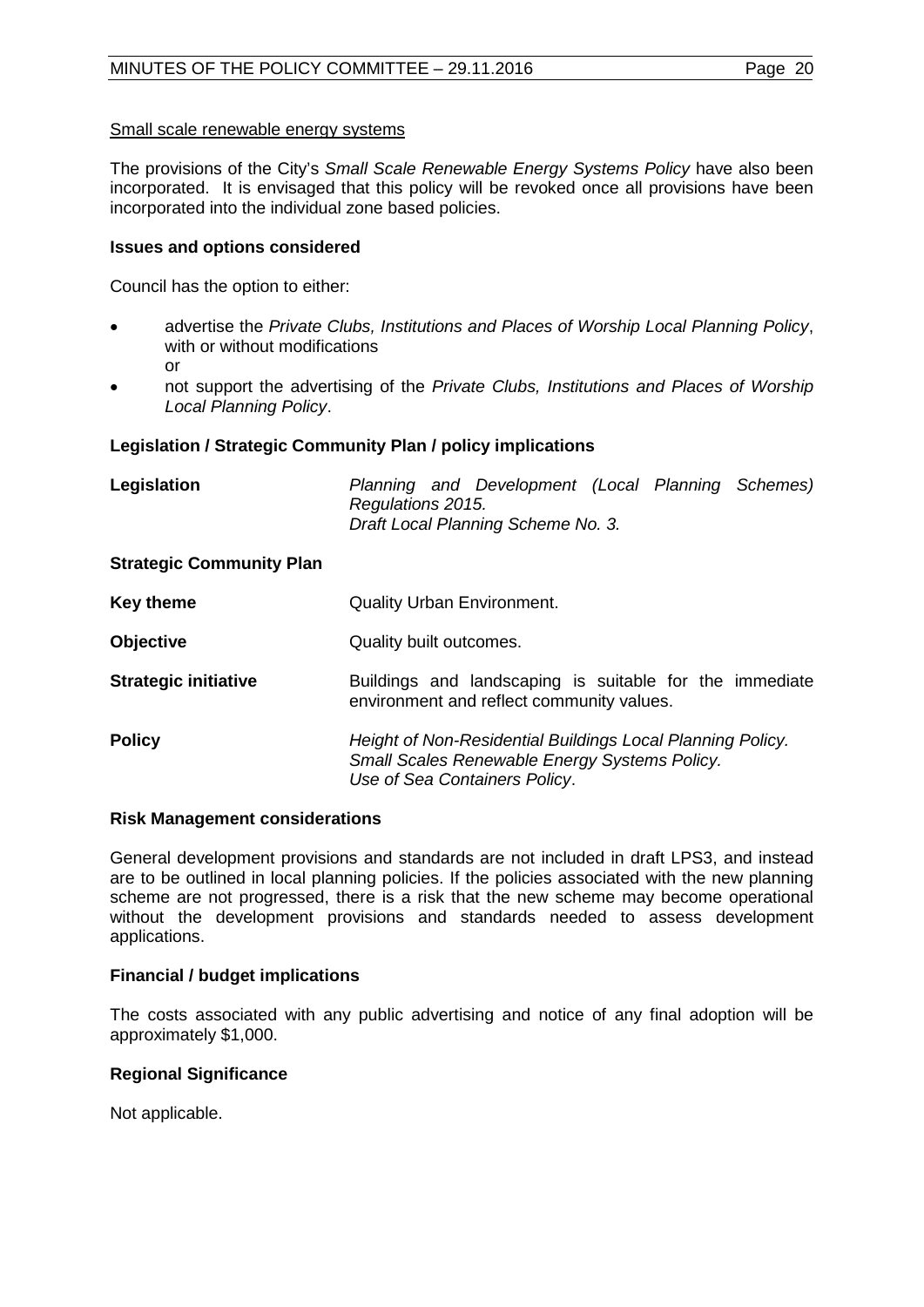Small scale renewable energy systems

The provisions of the City's *Small Scale Renewable Energy Systems Policy* have also been incorporated. It is envisaged that this policy will be revoked once all provisions have been incorporated into the individual zone based policies.

**Issues and options considered**

Council has the option to either:

- advertise the *Private Clubs, Institutions and Places of Worship Local Planning Policy*, with or without modifications
  or
- not support the advertising of the *Private Clubs, Institutions and Places of Worship Local Planning Policy*.

**Legislation / Strategic Community Plan / policy implications**

| | |
|---|---|
| **Legislation** | *Planning and Development (Local Planning Schemes) Regulations 2015.*<br>*Draft Local Planning Scheme No. 3.* |
| **Strategic Community Plan** | |
| **Key theme** | Quality Urban Environment. |
| **Objective** | Quality built outcomes. |
| **Strategic initiative** | Buildings and landscaping is suitable for the immediate environment and reflect community values. |
| **Policy** | *Height of Non-Residential Buildings Local Planning Policy.*<br>*Small Scales Renewable Energy Systems Policy.*<br>*Use of Sea Containers Policy*. |

**Risk Management considerations**

General development provisions and standards are not included in draft LPS3, and instead are to be outlined in local planning policies. If the policies associated with the new planning scheme are not progressed, there is a risk that the new scheme may become operational without the development provisions and standards needed to assess development applications.

**Financial / budget implications**

The costs associated with any public advertising and notice of any final adoption will be approximately $1,000.

**Regional Significance**

Not applicable.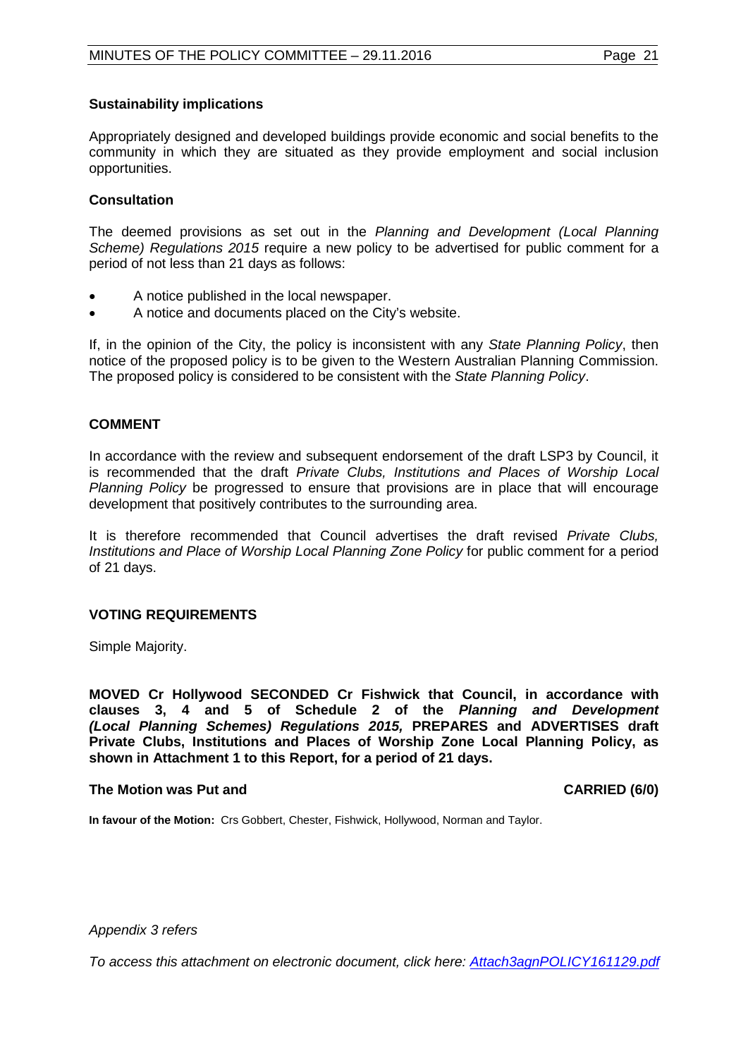### Sustainability implications

Appropriately designed and developed buildings provide economic and social benefits to the community in which they are situated as they provide employment and social inclusion opportunities.

### Consultation

The deemed provisions as set out in the *Planning and Development (Local Planning Scheme) Regulations 2015* require a new policy to be advertised for public comment for a period of not less than 21 days as follows:

- A notice published in the local newspaper.
- A notice and documents placed on the City's website.

If, in the opinion of the City, the policy is inconsistent with any *State Planning Policy*, then notice of the proposed policy is to be given to the Western Australian Planning Commission. The proposed policy is considered to be consistent with the *State Planning Policy*.

## COMMENT

In accordance with the review and subsequent endorsement of the draft LSP3 by Council, it is recommended that the draft *Private Clubs, Institutions and Places of Worship Local Planning Policy* be progressed to ensure that provisions are in place that will encourage development that positively contributes to the surrounding area.

It is therefore recommended that Council advertises the draft revised *Private Clubs, Institutions and Place of Worship Local Planning Zone Policy* for public comment for a period of 21 days.

## VOTING REQUIREMENTS

Simple Majority.

**MOVED Cr Hollywood SECONDED Cr Fishwick that Council, in accordance with clauses 3, 4 and 5 of Schedule 2 of the *Planning and Development (Local Planning Schemes) Regulations 2015,* PREPARES and ADVERTISES draft Private Clubs, Institutions and Places of Worship Zone Local Planning Policy, as shown in Attachment 1 to this Report, for a period of 21 days.**

**The Motion was Put and CARRIED (6/0)**

**In favour of the Motion:** Crs Gobbert, Chester, Fishwick, Hollywood, Norman and Taylor.

*Appendix 3 refers*

*To access this attachment on electronic document, click here: Attach3agnPOLICY161129.pdf*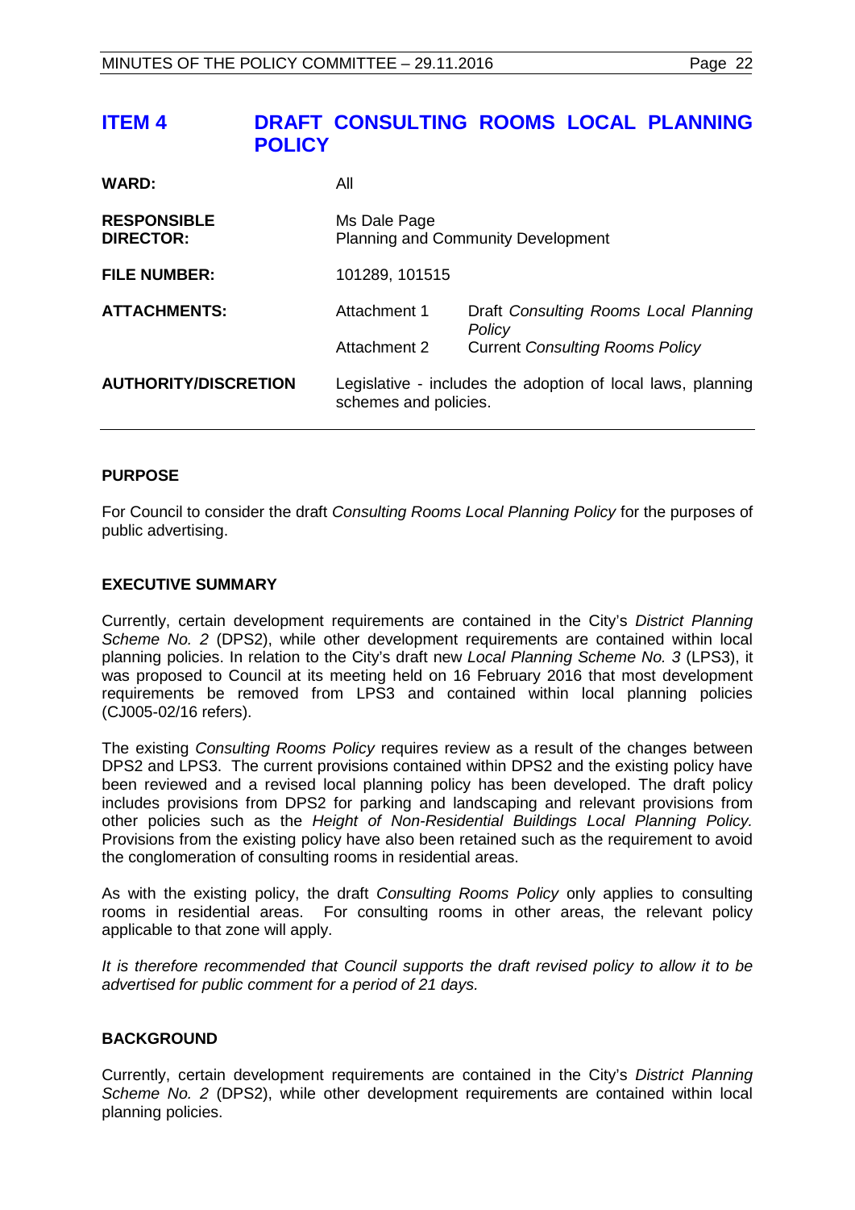## ITEM 4 DRAFT CONSULTING ROOMS LOCAL PLANNING POLICY

| | | |
|---|---|---|
| **WARD:** | All | |
| **RESPONSIBLE DIRECTOR:** | Ms Dale Page<br>Planning and Community Development | |
| **FILE NUMBER:** | 101289, 101515 | |
| **ATTACHMENTS:** | Attachment 1 | Draft *Consulting Rooms Local Planning Policy* |
| | Attachment 2 | Current *Consulting Rooms Policy* |
| **AUTHORITY/DISCRETION** | Legislative - includes the adoption of local laws, planning schemes and policies. | |

### PURPOSE

For Council to consider the draft *Consulting Rooms Local Planning Policy* for the purposes of public advertising.

### EXECUTIVE SUMMARY

Currently, certain development requirements are contained in the City's *District Planning Scheme No. 2* (DPS2), while other development requirements are contained within local planning policies. In relation to the City's draft new *Local Planning Scheme No. 3* (LPS3), it was proposed to Council at its meeting held on 16 February 2016 that most development requirements be removed from LPS3 and contained within local planning policies (CJ005-02/16 refers).

The existing *Consulting Rooms Policy* requires review as a result of the changes between DPS2 and LPS3. The current provisions contained within DPS2 and the existing policy have been reviewed and a revised local planning policy has been developed. The draft policy includes provisions from DPS2 for parking and landscaping and relevant provisions from other policies such as the *Height of Non-Residential Buildings Local Planning Policy.* Provisions from the existing policy have also been retained such as the requirement to avoid the conglomeration of consulting rooms in residential areas.

As with the existing policy, the draft *Consulting Rooms Policy* only applies to consulting rooms in residential areas. For consulting rooms in other areas, the relevant policy applicable to that zone will apply.

*It is therefore recommended that Council supports the draft revised policy to allow it to be advertised for public comment for a period of 21 days.*

### BACKGROUND

Currently, certain development requirements are contained in the City's *District Planning Scheme No. 2* (DPS2), while other development requirements are contained within local planning policies.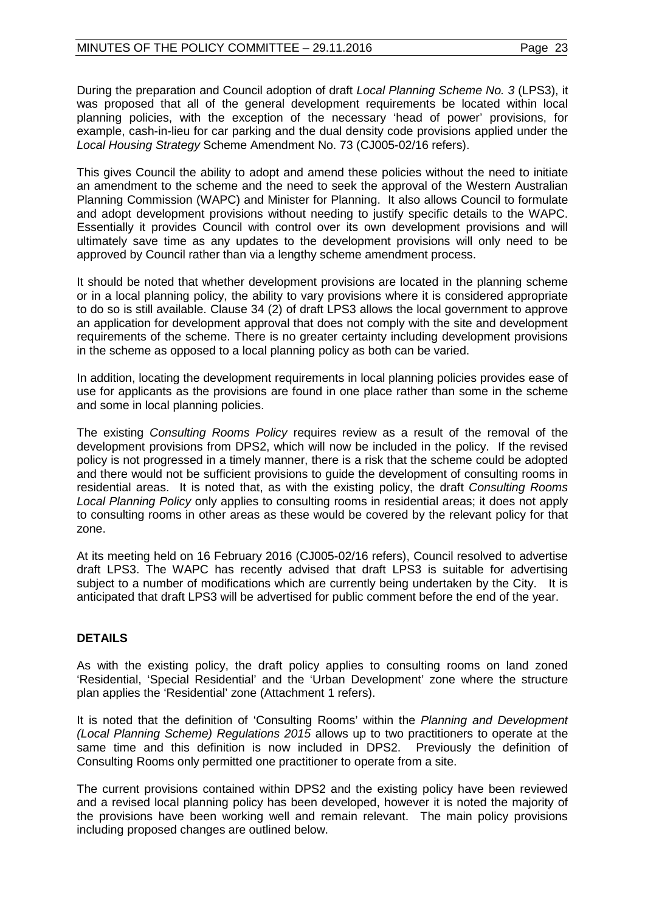During the preparation and Council adoption of draft *Local Planning Scheme No. 3* (LPS3), it was proposed that all of the general development requirements be located within local planning policies, with the exception of the necessary 'head of power' provisions, for example, cash-in-lieu for car parking and the dual density code provisions applied under the *Local Housing Strategy* Scheme Amendment No. 73 (CJ005-02/16 refers).

This gives Council the ability to adopt and amend these policies without the need to initiate an amendment to the scheme and the need to seek the approval of the Western Australian Planning Commission (WAPC) and Minister for Planning. It also allows Council to formulate and adopt development provisions without needing to justify specific details to the WAPC. Essentially it provides Council with control over its own development provisions and will ultimately save time as any updates to the development provisions will only need to be approved by Council rather than via a lengthy scheme amendment process.

It should be noted that whether development provisions are located in the planning scheme or in a local planning policy, the ability to vary provisions where it is considered appropriate to do so is still available. Clause 34 (2) of draft LPS3 allows the local government to approve an application for development approval that does not comply with the site and development requirements of the scheme. There is no greater certainty including development provisions in the scheme as opposed to a local planning policy as both can be varied.

In addition, locating the development requirements in local planning policies provides ease of use for applicants as the provisions are found in one place rather than some in the scheme and some in local planning policies.

The existing *Consulting Rooms Policy* requires review as a result of the removal of the development provisions from DPS2, which will now be included in the policy. If the revised policy is not progressed in a timely manner, there is a risk that the scheme could be adopted and there would not be sufficient provisions to guide the development of consulting rooms in residential areas. It is noted that, as with the existing policy, the draft *Consulting Rooms Local Planning Policy* only applies to consulting rooms in residential areas; it does not apply to consulting rooms in other areas as these would be covered by the relevant policy for that zone.

At its meeting held on 16 February 2016 (CJ005-02/16 refers), Council resolved to advertise draft LPS3. The WAPC has recently advised that draft LPS3 is suitable for advertising subject to a number of modifications which are currently being undertaken by the City. It is anticipated that draft LPS3 will be advertised for public comment before the end of the year.

## DETAILS

As with the existing policy, the draft policy applies to consulting rooms on land zoned 'Residential, 'Special Residential' and the 'Urban Development' zone where the structure plan applies the 'Residential' zone (Attachment 1 refers).

It is noted that the definition of 'Consulting Rooms' within the *Planning and Development (Local Planning Scheme) Regulations 2015* allows up to two practitioners to operate at the same time and this definition is now included in DPS2. Previously the definition of Consulting Rooms only permitted one practitioner to operate from a site.

The current provisions contained within DPS2 and the existing policy have been reviewed and a revised local planning policy has been developed, however it is noted the majority of the provisions have been working well and remain relevant. The main policy provisions including proposed changes are outlined below.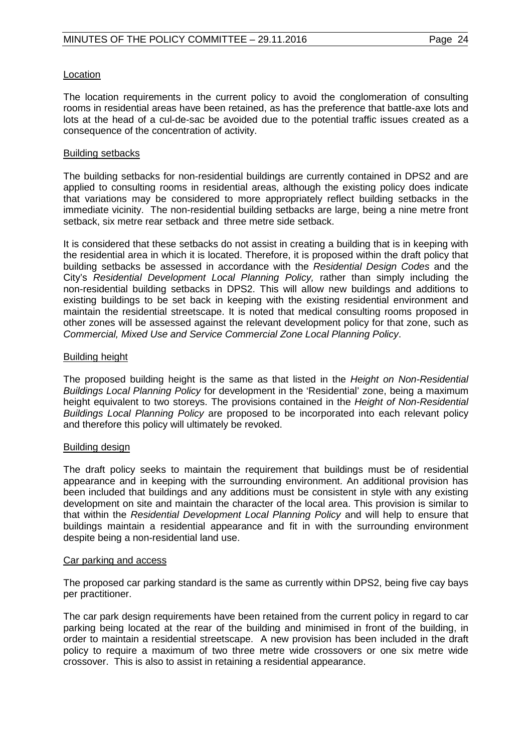<u>Location</u>

The location requirements in the current policy to avoid the conglomeration of consulting rooms in residential areas have been retained, as has the preference that battle-axe lots and lots at the head of a cul-de-sac be avoided due to the potential traffic issues created as a consequence of the concentration of activity.

<u>Building setbacks</u>

The building setbacks for non-residential buildings are currently contained in DPS2 and are applied to consulting rooms in residential areas, although the existing policy does indicate that variations may be considered to more appropriately reflect building setbacks in the immediate vicinity. The non-residential building setbacks are large, being a nine metre front setback, six metre rear setback and three metre side setback.

It is considered that these setbacks do not assist in creating a building that is in keeping with the residential area in which it is located. Therefore, it is proposed within the draft policy that building setbacks be assessed in accordance with the *Residential Design Codes* and the City's *Residential Development Local Planning Policy,* rather than simply including the non-residential building setbacks in DPS2. This will allow new buildings and additions to existing buildings to be set back in keeping with the existing residential environment and maintain the residential streetscape. It is noted that medical consulting rooms proposed in other zones will be assessed against the relevant development policy for that zone, such as *Commercial, Mixed Use and Service Commercial Zone Local Planning Policy*.

<u>Building height</u>

The proposed building height is the same as that listed in the *Height on Non-Residential Buildings Local Planning Policy* for development in the 'Residential' zone, being a maximum height equivalent to two storeys. The provisions contained in the *Height of Non-Residential Buildings Local Planning Policy* are proposed to be incorporated into each relevant policy and therefore this policy will ultimately be revoked.

<u>Building design</u>

The draft policy seeks to maintain the requirement that buildings must be of residential appearance and in keeping with the surrounding environment. An additional provision has been included that buildings and any additions must be consistent in style with any existing development on site and maintain the character of the local area. This provision is similar to that within the *Residential Development Local Planning Policy* and will help to ensure that buildings maintain a residential appearance and fit in with the surrounding environment despite being a non-residential land use.

<u>Car parking and access</u>

The proposed car parking standard is the same as currently within DPS2, being five cay bays per practitioner.

The car park design requirements have been retained from the current policy in regard to car parking being located at the rear of the building and minimised in front of the building, in order to maintain a residential streetscape. A new provision has been included in the draft policy to require a maximum of two three metre wide crossovers or one six metre wide crossover. This is also to assist in retaining a residential appearance.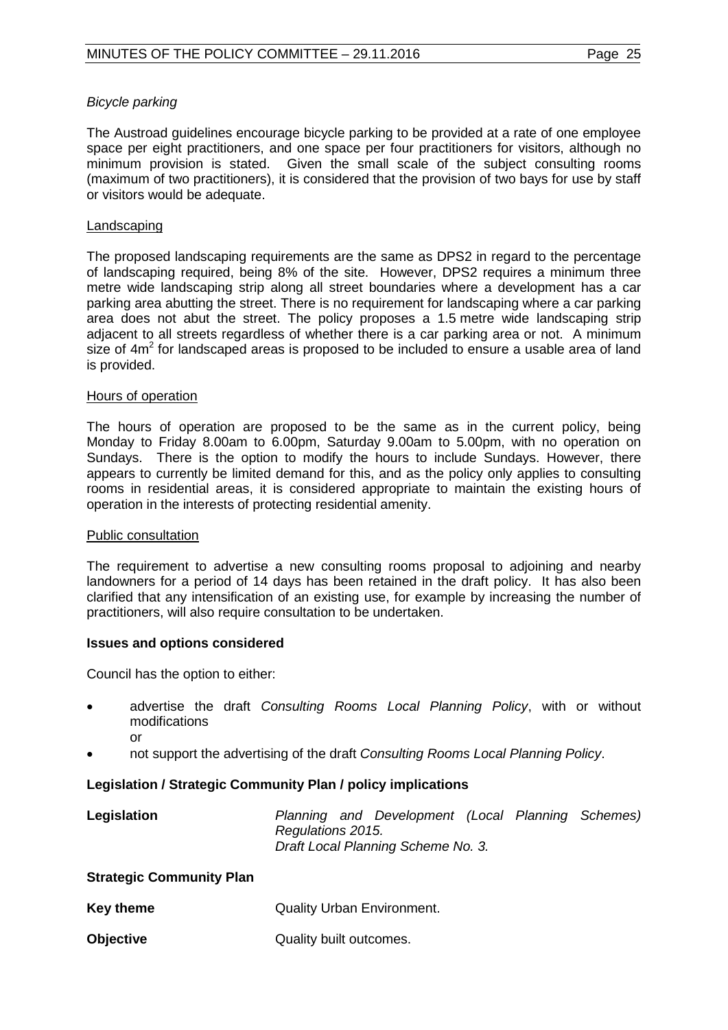*Bicycle parking*

The Austroad guidelines encourage bicycle parking to be provided at a rate of one employee space per eight practitioners, and one space per four practitioners for visitors, although no minimum provision is stated. Given the small scale of the subject consulting rooms (maximum of two practitioners), it is considered that the provision of two bays for use by staff or visitors would be adequate.

Landscaping

The proposed landscaping requirements are the same as DPS2 in regard to the percentage of landscaping required, being 8% of the site. However, DPS2 requires a minimum three metre wide landscaping strip along all street boundaries where a development has a car parking area abutting the street. There is no requirement for landscaping where a car parking area does not abut the street. The policy proposes a 1.5 metre wide landscaping strip adjacent to all streets regardless of whether there is a car parking area or not. A minimum size of $4m^2$ for landscaped areas is proposed to be included to ensure a usable area of land is provided.

Hours of operation

The hours of operation are proposed to be the same as in the current policy, being Monday to Friday 8.00am to 6.00pm, Saturday 9.00am to 5.00pm, with no operation on Sundays. There is the option to modify the hours to include Sundays. However, there appears to currently be limited demand for this, and as the policy only applies to consulting rooms in residential areas, it is considered appropriate to maintain the existing hours of operation in the interests of protecting residential amenity.

Public consultation

The requirement to advertise a new consulting rooms proposal to adjoining and nearby landowners for a period of 14 days has been retained in the draft policy. It has also been clarified that any intensification of an existing use, for example by increasing the number of practitioners, will also require consultation to be undertaken.

**Issues and options considered**

Council has the option to either:

- advertise the draft *Consulting Rooms Local Planning Policy*, with or without modifications
  or
- not support the advertising of the draft *Consulting Rooms Local Planning Policy*.

**Legislation / Strategic Community Plan / policy implications**

**Legislation** *Planning and Development (Local Planning Schemes) Regulations 2015.*
*Draft Local Planning Scheme No. 3.*

**Strategic Community Plan**

**Key theme** Quality Urban Environment.

**Objective** Quality built outcomes.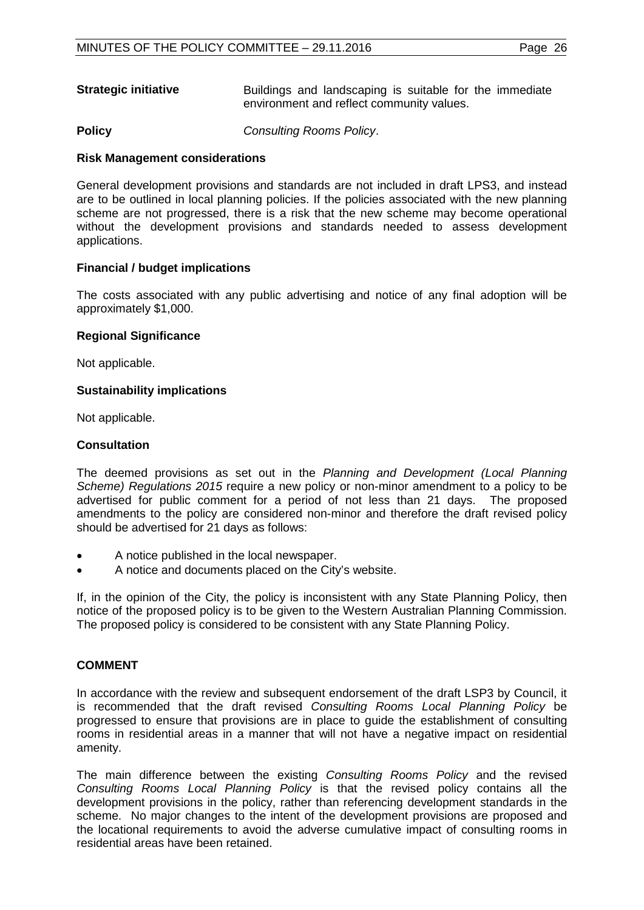**Strategic initiative** Buildings and landscaping is suitable for the immediate environment and reflect community values.

**Policy** *Consulting Rooms Policy*.

**Risk Management considerations**

General development provisions and standards are not included in draft LPS3, and instead are to be outlined in local planning policies. If the policies associated with the new planning scheme are not progressed, there is a risk that the new scheme may become operational without the development provisions and standards needed to assess development applications.

**Financial / budget implications**

The costs associated with any public advertising and notice of any final adoption will be approximately $1,000.

**Regional Significance**

Not applicable.

**Sustainability implications**

Not applicable.

**Consultation**

The deemed provisions as set out in the *Planning and Development (Local Planning Scheme) Regulations 2015* require a new policy or non-minor amendment to a policy to be advertised for public comment for a period of not less than 21 days. The proposed amendments to the policy are considered non-minor and therefore the draft revised policy should be advertised for 21 days as follows:

- A notice published in the local newspaper.
- A notice and documents placed on the City's website.

If, in the opinion of the City, the policy is inconsistent with any State Planning Policy, then notice of the proposed policy is to be given to the Western Australian Planning Commission. The proposed policy is considered to be consistent with any State Planning Policy.

**COMMENT**

In accordance with the review and subsequent endorsement of the draft LSP3 by Council, it is recommended that the draft revised *Consulting Rooms Local Planning Policy* be progressed to ensure that provisions are in place to guide the establishment of consulting rooms in residential areas in a manner that will not have a negative impact on residential amenity.

The main difference between the existing *Consulting Rooms Policy* and the revised *Consulting Rooms Local Planning Policy* is that the revised policy contains all the development provisions in the policy, rather than referencing development standards in the scheme. No major changes to the intent of the development provisions are proposed and the locational requirements to avoid the adverse cumulative impact of consulting rooms in residential areas have been retained.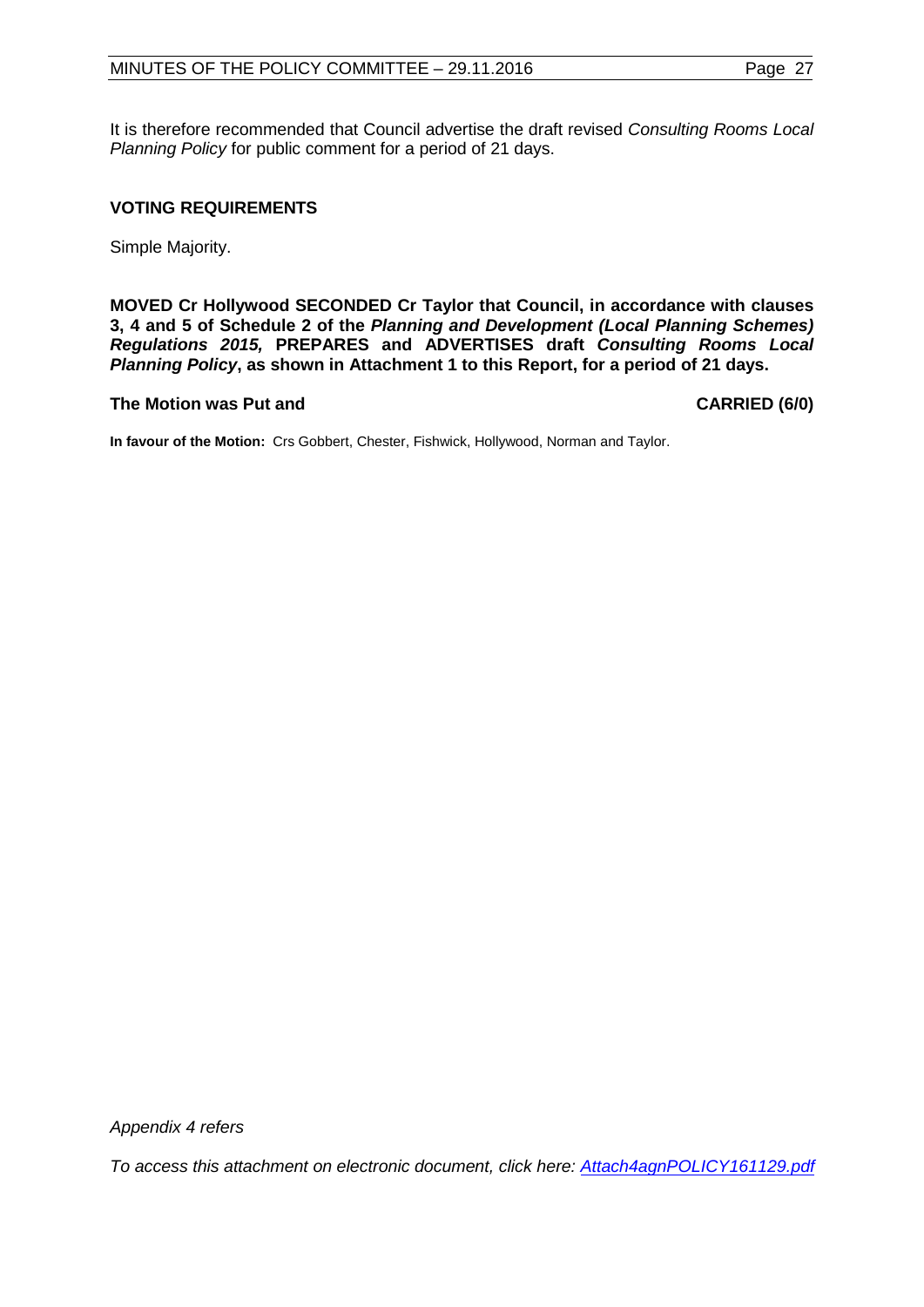It is therefore recommended that Council advertise the draft revised *Consulting Rooms Local Planning Policy* for public comment for a period of 21 days.

**VOTING REQUIREMENTS**

Simple Majority.

**MOVED Cr Hollywood SECONDED Cr Taylor that Council, in accordance with clauses 3, 4 and 5 of Schedule 2 of the *Planning and Development (Local Planning Schemes) Regulations 2015,* PREPARES and ADVERTISES draft *Consulting Rooms Local Planning Policy*, as shown in Attachment 1 to this Report, for a period of 21 days.**

**The Motion was Put and CARRIED (6/0)**

**In favour of the Motion:** Crs Gobbert, Chester, Fishwick, Hollywood, Norman and Taylor.

*Appendix 4 refers*

*To access this attachment on electronic document, click here: Attach4agnPOLICY161129.pdf*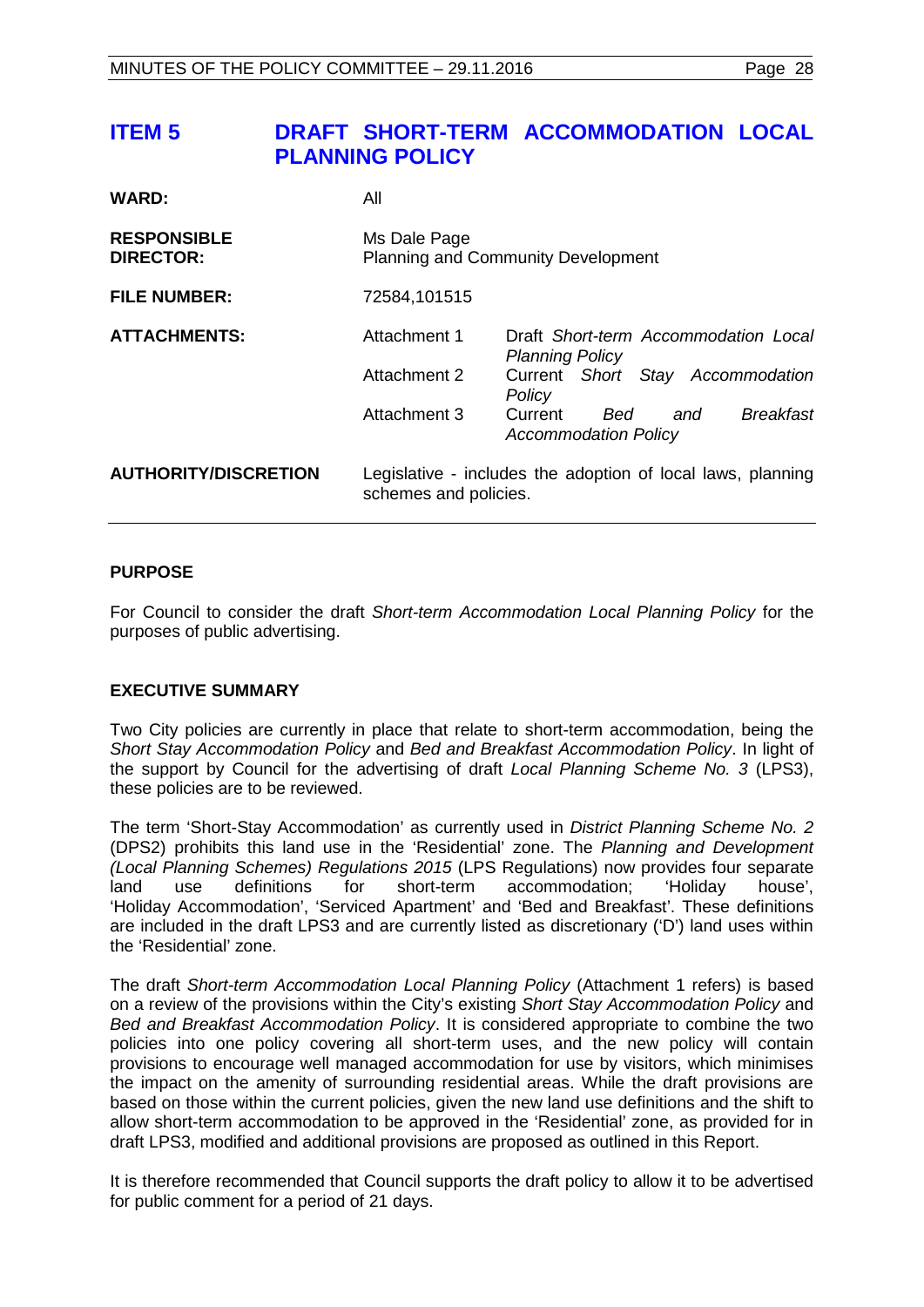## ITEM 5 DRAFT SHORT-TERM ACCOMMODATION LOCAL PLANNING POLICY

| | | |
|---|---|---|
| **WARD:** | All | |
| **RESPONSIBLE DIRECTOR:** | Ms Dale Page<br>Planning and Community Development | |
| **FILE NUMBER:** | 72584,101515 | |
| **ATTACHMENTS:** | Attachment 1 | Draft *Short-term Accommodation Local Planning Policy* |
| | Attachment 2 | Current *Short Stay Accommodation Policy* |
| | Attachment 3 | Current *Bed and Breakfast Accommodation Policy* |
| **AUTHORITY/DISCRETION** | Legislative - includes the adoption of local laws, planning schemes and policies. | |

### PURPOSE

For Council to consider the draft *Short-term Accommodation Local Planning Policy* for the purposes of public advertising.

### EXECUTIVE SUMMARY

Two City policies are currently in place that relate to short-term accommodation, being the *Short Stay Accommodation Policy* and *Bed and Breakfast Accommodation Policy*. In light of the support by Council for the advertising of draft *Local Planning Scheme No. 3* (LPS3), these policies are to be reviewed.

The term 'Short-Stay Accommodation' as currently used in *District Planning Scheme No. 2* (DPS2) prohibits this land use in the 'Residential' zone. The *Planning and Development (Local Planning Schemes) Regulations 2015* (LPS Regulations) now provides four separate land use definitions for short-term accommodation; 'Holiday house', 'Holiday Accommodation', 'Serviced Apartment' and 'Bed and Breakfast'. These definitions are included in the draft LPS3 and are currently listed as discretionary ('D') land uses within the 'Residential' zone.

The draft *Short-term Accommodation Local Planning Policy* (Attachment 1 refers) is based on a review of the provisions within the City's existing *Short Stay Accommodation Policy* and *Bed and Breakfast Accommodation Policy*. It is considered appropriate to combine the two policies into one policy covering all short-term uses, and the new policy will contain provisions to encourage well managed accommodation for use by visitors, which minimises the impact on the amenity of surrounding residential areas. While the draft provisions are based on those within the current policies, given the new land use definitions and the shift to allow short-term accommodation to be approved in the 'Residential' zone, as provided for in draft LPS3, modified and additional provisions are proposed as outlined in this Report.

It is therefore recommended that Council supports the draft policy to allow it to be advertised for public comment for a period of 21 days.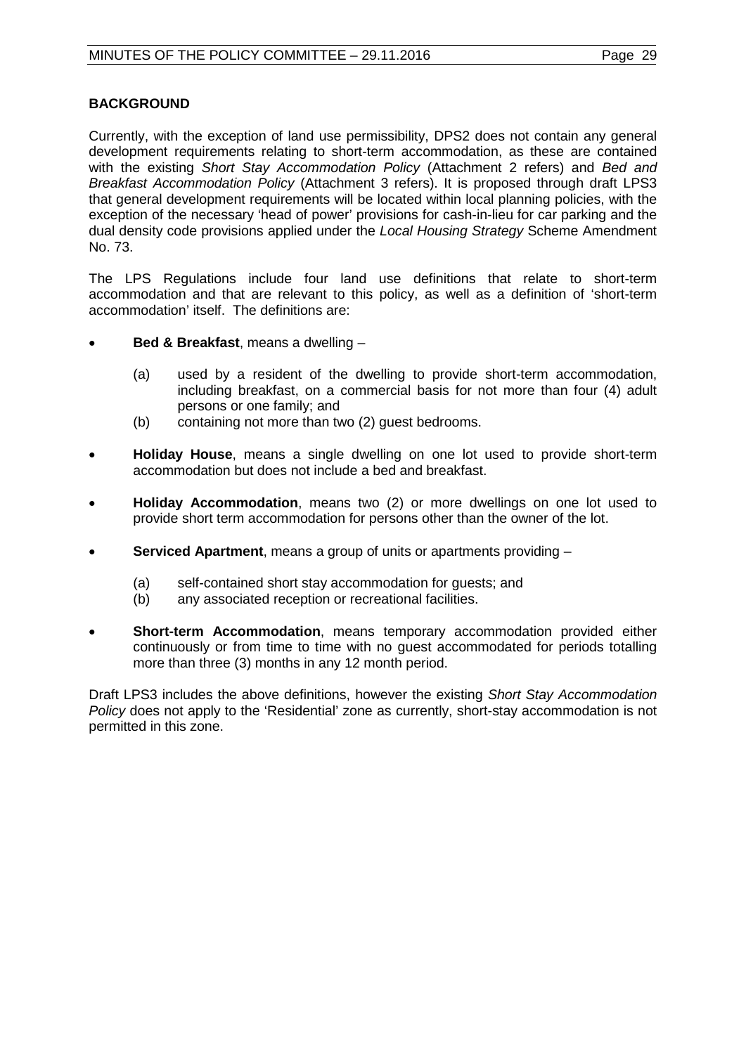**BACKGROUND**

Currently, with the exception of land use permissibility, DPS2 does not contain any general development requirements relating to short-term accommodation, as these are contained with the existing *Short Stay Accommodation Policy* (Attachment 2 refers) and *Bed and Breakfast Accommodation Policy* (Attachment 3 refers). It is proposed through draft LPS3 that general development requirements will be located within local planning policies, with the exception of the necessary 'head of power' provisions for cash-in-lieu for car parking and the dual density code provisions applied under the *Local Housing Strategy* Scheme Amendment No. 73.

The LPS Regulations include four land use definitions that relate to short-term accommodation and that are relevant to this policy, as well as a definition of 'short-term accommodation' itself. The definitions are:

- **Bed & Breakfast**, means a dwelling –
  - (a) used by a resident of the dwelling to provide short-term accommodation, including breakfast, on a commercial basis for not more than four (4) adult persons or one family; and
  - (b) containing not more than two (2) guest bedrooms.
- **Holiday House**, means a single dwelling on one lot used to provide short-term accommodation but does not include a bed and breakfast.
- **Holiday Accommodation**, means two (2) or more dwellings on one lot used to provide short term accommodation for persons other than the owner of the lot.
- **Serviced Apartment**, means a group of units or apartments providing –
  - (a) self-contained short stay accommodation for guests; and
  - (b) any associated reception or recreational facilities.
- **Short-term Accommodation**, means temporary accommodation provided either continuously or from time to time with no guest accommodated for periods totalling more than three (3) months in any 12 month period.

Draft LPS3 includes the above definitions, however the existing *Short Stay Accommodation Policy* does not apply to the 'Residential' zone as currently, short-stay accommodation is not permitted in this zone.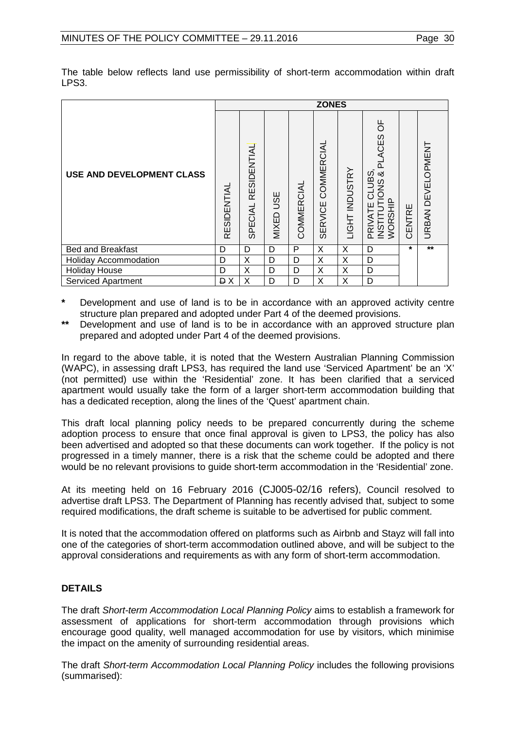The table below reflects land use permissibility of short-term accommodation within draft LPS3.

| USE AND DEVELOPMENT CLASS | ZONES | | | | | | | | |
|---|---|---|---|---|---|---|---|---|---|
| | RESIDENTIAL | SPECIAL RESIDENTIAL | MIXED USE | COMMERCIAL | SERVICE COMMERCIAL | LIGHT INDUSTRY | PRIVATE CLUBS, INSTITUTIONS & PLACES OF WORSHIP | CENTRE | URBAN DEVELOPMENT |
| Bed and Breakfast | D | D | D | P | X | X | D | * | ** |
| Holiday Accommodation | D | X | D | D | X | X | D | | |
| Holiday House | D | X | D | D | X | X | D | | |
| Serviced Apartment | ~~D~~ X | X | D | D | X | X | D | | |

**\*** Development and use of land is to be in accordance with an approved activity centre structure plan prepared and adopted under Part 4 of the deemed provisions.

**\*\*** Development and use of land is to be in accordance with an approved structure plan prepared and adopted under Part 4 of the deemed provisions.

In regard to the above table, it is noted that the Western Australian Planning Commission (WAPC), in assessing draft LPS3, has required the land use 'Serviced Apartment' be an 'X' (not permitted) use within the 'Residential' zone. It has been clarified that a serviced apartment would usually take the form of a larger short-term accommodation building that has a dedicated reception, along the lines of the 'Quest' apartment chain.

This draft local planning policy needs to be prepared concurrently during the scheme adoption process to ensure that once final approval is given to LPS3, the policy has also been advertised and adopted so that these documents can work together. If the policy is not progressed in a timely manner, there is a risk that the scheme could be adopted and there would be no relevant provisions to guide short-term accommodation in the 'Residential' zone.

At its meeting held on 16 February 2016 (CJ005-02/16 refers), Council resolved to advertise draft LPS3. The Department of Planning has recently advised that, subject to some required modifications, the draft scheme is suitable to be advertised for public comment.

It is noted that the accommodation offered on platforms such as Airbnb and Stayz will fall into one of the categories of short-term accommodation outlined above, and will be subject to the approval considerations and requirements as with any form of short-term accommodation.

## DETAILS

The draft *Short-term Accommodation Local Planning Policy* aims to establish a framework for assessment of applications for short-term accommodation through provisions which encourage good quality, well managed accommodation for use by visitors, which minimise the impact on the amenity of surrounding residential areas.

The draft *Short-term Accommodation Local Planning Policy* includes the following provisions (summarised):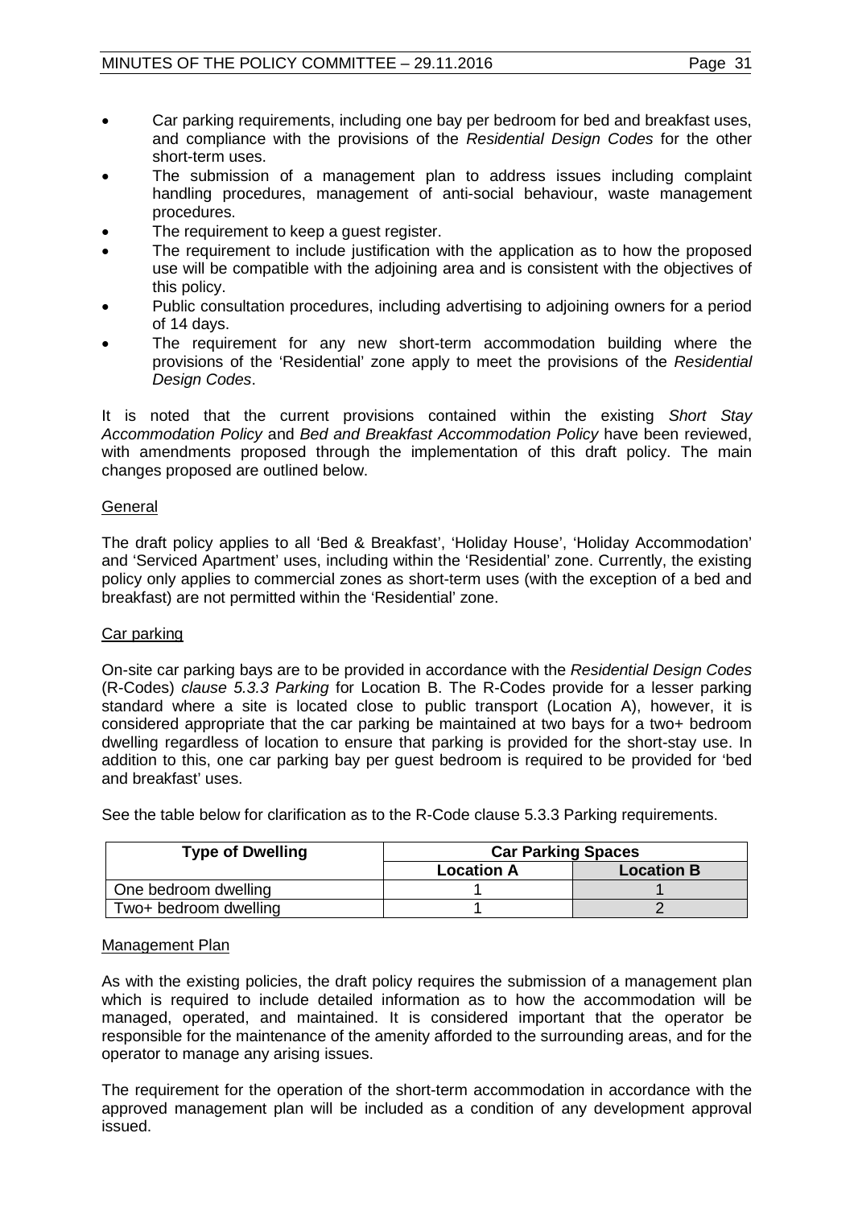- Car parking requirements, including one bay per bedroom for bed and breakfast uses, and compliance with the provisions of the *Residential Design Codes* for the other short-term uses.
- The submission of a management plan to address issues including complaint handling procedures, management of anti-social behaviour, waste management procedures.
- The requirement to keep a guest register.
- The requirement to include justification with the application as to how the proposed use will be compatible with the adjoining area and is consistent with the objectives of this policy.
- Public consultation procedures, including advertising to adjoining owners for a period of 14 days.
- The requirement for any new short-term accommodation building where the provisions of the 'Residential' zone apply to meet the provisions of the *Residential Design Codes*.

It is noted that the current provisions contained within the existing *Short Stay Accommodation Policy* and *Bed and Breakfast Accommodation Policy* have been reviewed, with amendments proposed through the implementation of this draft policy. The main changes proposed are outlined below.

<u>General</u>

The draft policy applies to all 'Bed & Breakfast', 'Holiday House', 'Holiday Accommodation' and 'Serviced Apartment' uses, including within the 'Residential' zone. Currently, the existing policy only applies to commercial zones as short-term uses (with the exception of a bed and breakfast) are not permitted within the 'Residential' zone.

<u>Car parking</u>

On-site car parking bays are to be provided in accordance with the *Residential Design Codes* (R-Codes) *clause 5.3.3 Parking* for Location B. The R-Codes provide for a lesser parking standard where a site is located close to public transport (Location A), however, it is considered appropriate that the car parking be maintained at two bays for a two+ bedroom dwelling regardless of location to ensure that parking is provided for the short-stay use. In addition to this, one car parking bay per guest bedroom is required to be provided for 'bed and breakfast' uses.

See the table below for clarification as to the R-Code clause 5.3.3 Parking requirements.

| **Type of Dwelling** | **Car Parking Spaces** | |
|---|---|---|
| | **Location A** | **Location B** |
| One bedroom dwelling | 1 | 1 |
| Two+ bedroom dwelling | 1 | 2 |

<u>Management Plan</u>

As with the existing policies, the draft policy requires the submission of a management plan which is required to include detailed information as to how the accommodation will be managed, operated, and maintained. It is considered important that the operator be responsible for the maintenance of the amenity afforded to the surrounding areas, and for the operator to manage any arising issues.

The requirement for the operation of the short-term accommodation in accordance with the approved management plan will be included as a condition of any development approval issued.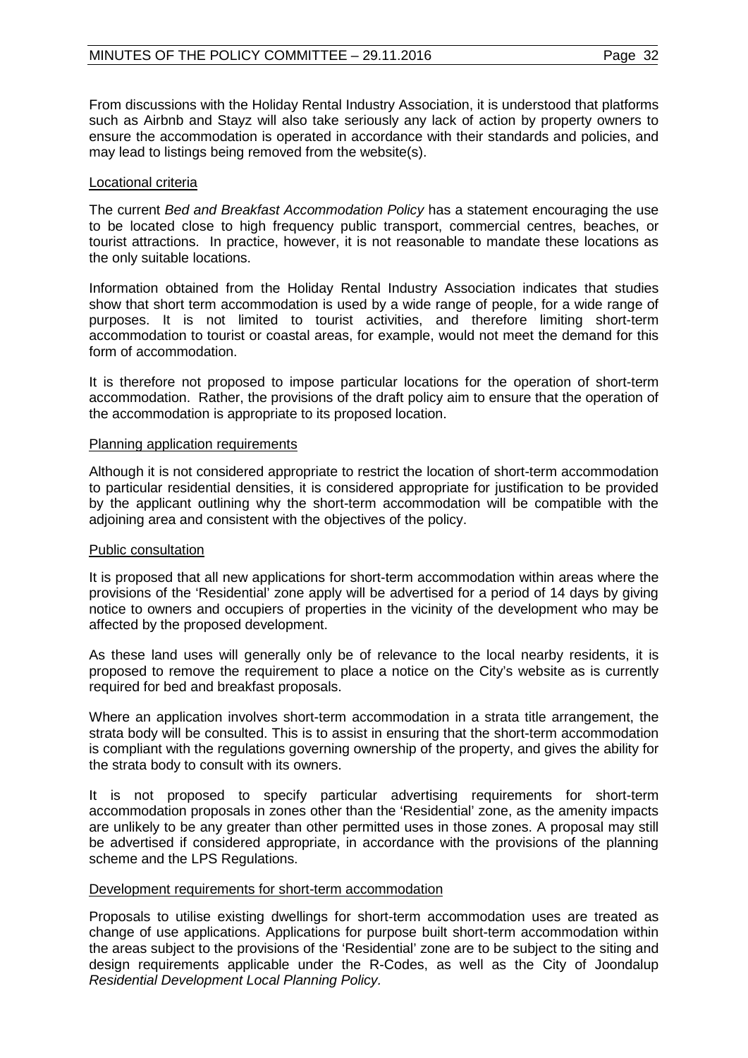From discussions with the Holiday Rental Industry Association, it is understood that platforms such as Airbnb and Stayz will also take seriously any lack of action by property owners to ensure the accommodation is operated in accordance with their standards and policies, and may lead to listings being removed from the website(s).

Locational criteria

The current *Bed and Breakfast Accommodation Policy* has a statement encouraging the use to be located close to high frequency public transport, commercial centres, beaches, or tourist attractions. In practice, however, it is not reasonable to mandate these locations as the only suitable locations.

Information obtained from the Holiday Rental Industry Association indicates that studies show that short term accommodation is used by a wide range of people, for a wide range of purposes. It is not limited to tourist activities, and therefore limiting short-term accommodation to tourist or coastal areas, for example, would not meet the demand for this form of accommodation.

It is therefore not proposed to impose particular locations for the operation of short-term accommodation. Rather, the provisions of the draft policy aim to ensure that the operation of the accommodation is appropriate to its proposed location.

Planning application requirements

Although it is not considered appropriate to restrict the location of short-term accommodation to particular residential densities, it is considered appropriate for justification to be provided by the applicant outlining why the short-term accommodation will be compatible with the adjoining area and consistent with the objectives of the policy.

Public consultation

It is proposed that all new applications for short-term accommodation within areas where the provisions of the 'Residential' zone apply will be advertised for a period of 14 days by giving notice to owners and occupiers of properties in the vicinity of the development who may be affected by the proposed development.

As these land uses will generally only be of relevance to the local nearby residents, it is proposed to remove the requirement to place a notice on the City's website as is currently required for bed and breakfast proposals.

Where an application involves short-term accommodation in a strata title arrangement, the strata body will be consulted. This is to assist in ensuring that the short-term accommodation is compliant with the regulations governing ownership of the property, and gives the ability for the strata body to consult with its owners.

It is not proposed to specify particular advertising requirements for short-term accommodation proposals in zones other than the 'Residential' zone, as the amenity impacts are unlikely to be any greater than other permitted uses in those zones. A proposal may still be advertised if considered appropriate, in accordance with the provisions of the planning scheme and the LPS Regulations.

Development requirements for short-term accommodation

Proposals to utilise existing dwellings for short-term accommodation uses are treated as change of use applications. Applications for purpose built short-term accommodation within the areas subject to the provisions of the 'Residential' zone are to be subject to the siting and design requirements applicable under the R-Codes, as well as the City of Joondalup *Residential Development Local Planning Policy.*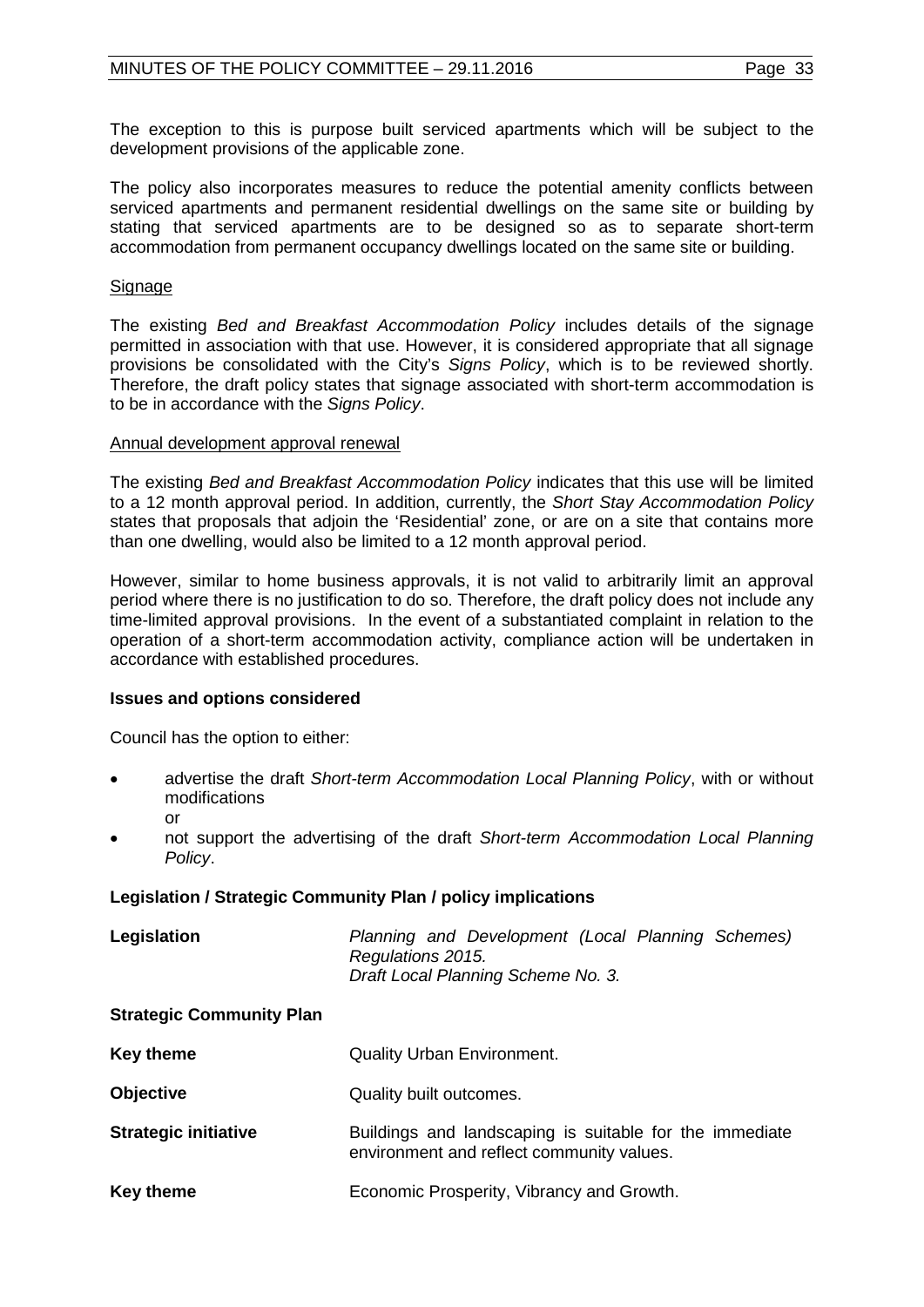The exception to this is purpose built serviced apartments which will be subject to the development provisions of the applicable zone.

The policy also incorporates measures to reduce the potential amenity conflicts between serviced apartments and permanent residential dwellings on the same site or building by stating that serviced apartments are to be designed so as to separate short-term accommodation from permanent occupancy dwellings located on the same site or building.

<u>Signage</u>

The existing *Bed and Breakfast Accommodation Policy* includes details of the signage permitted in association with that use. However, it is considered appropriate that all signage provisions be consolidated with the City's *Signs Policy*, which is to be reviewed shortly. Therefore, the draft policy states that signage associated with short-term accommodation is to be in accordance with the *Signs Policy*.

<u>Annual development approval renewal</u>

The existing *Bed and Breakfast Accommodation Policy* indicates that this use will be limited to a 12 month approval period. In addition, currently, the *Short Stay Accommodation Policy* states that proposals that adjoin the 'Residential' zone, or are on a site that contains more than one dwelling, would also be limited to a 12 month approval period.

However, similar to home business approvals, it is not valid to arbitrarily limit an approval period where there is no justification to do so. Therefore, the draft policy does not include any time-limited approval provisions. In the event of a substantiated complaint in relation to the operation of a short-term accommodation activity, compliance action will be undertaken in accordance with established procedures.

**Issues and options considered**

Council has the option to either:

- advertise the draft *Short-term Accommodation Local Planning Policy*, with or without modifications
  
  or
- not support the advertising of the draft *Short-term Accommodation Local Planning Policy*.

**Legislation / Strategic Community Plan / policy implications**

| | |
|---|---|
| **Legislation** | *Planning and Development (Local Planning Schemes) Regulations 2015.* *Draft Local Planning Scheme No. 3.* |
| **Strategic Community Plan** | |
| **Key theme** | Quality Urban Environment. |
| **Objective** | Quality built outcomes. |
| **Strategic initiative** | Buildings and landscaping is suitable for the immediate environment and reflect community values. |
| **Key theme** | Economic Prosperity, Vibrancy and Growth. |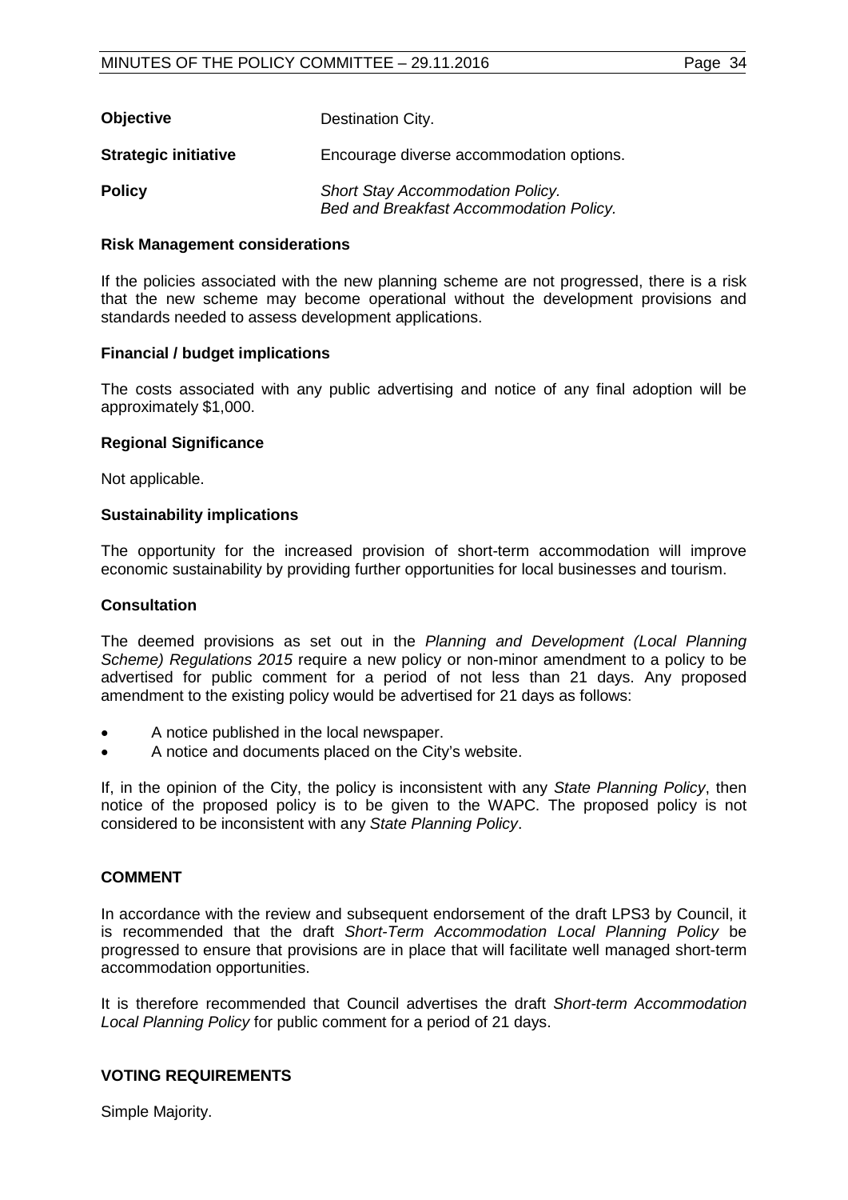| | |
|---|---|
| **Objective** | Destination City. |
| **Strategic initiative** | Encourage diverse accommodation options. |
| **Policy** | *Short Stay Accommodation Policy.*<br>*Bed and Breakfast Accommodation Policy.* |

**Risk Management considerations**

If the policies associated with the new planning scheme are not progressed, there is a risk that the new scheme may become operational without the development provisions and standards needed to assess development applications.

**Financial / budget implications**

The costs associated with any public advertising and notice of any final adoption will be approximately $1,000.

**Regional Significance**

Not applicable.

**Sustainability implications**

The opportunity for the increased provision of short-term accommodation will improve economic sustainability by providing further opportunities for local businesses and tourism.

**Consultation**

The deemed provisions as set out in the *Planning and Development (Local Planning Scheme) Regulations 2015* require a new policy or non-minor amendment to a policy to be advertised for public comment for a period of not less than 21 days. Any proposed amendment to the existing policy would be advertised for 21 days as follows:

- A notice published in the local newspaper.
- A notice and documents placed on the City's website.

If, in the opinion of the City, the policy is inconsistent with any *State Planning Policy*, then notice of the proposed policy is to be given to the WAPC. The proposed policy is not considered to be inconsistent with any *State Planning Policy*.

**COMMENT**

In accordance with the review and subsequent endorsement of the draft LPS3 by Council, it is recommended that the draft *Short-Term Accommodation Local Planning Policy* be progressed to ensure that provisions are in place that will facilitate well managed short-term accommodation opportunities.

It is therefore recommended that Council advertises the draft *Short-term Accommodation Local Planning Policy* for public comment for a period of 21 days.

**VOTING REQUIREMENTS**

Simple Majority.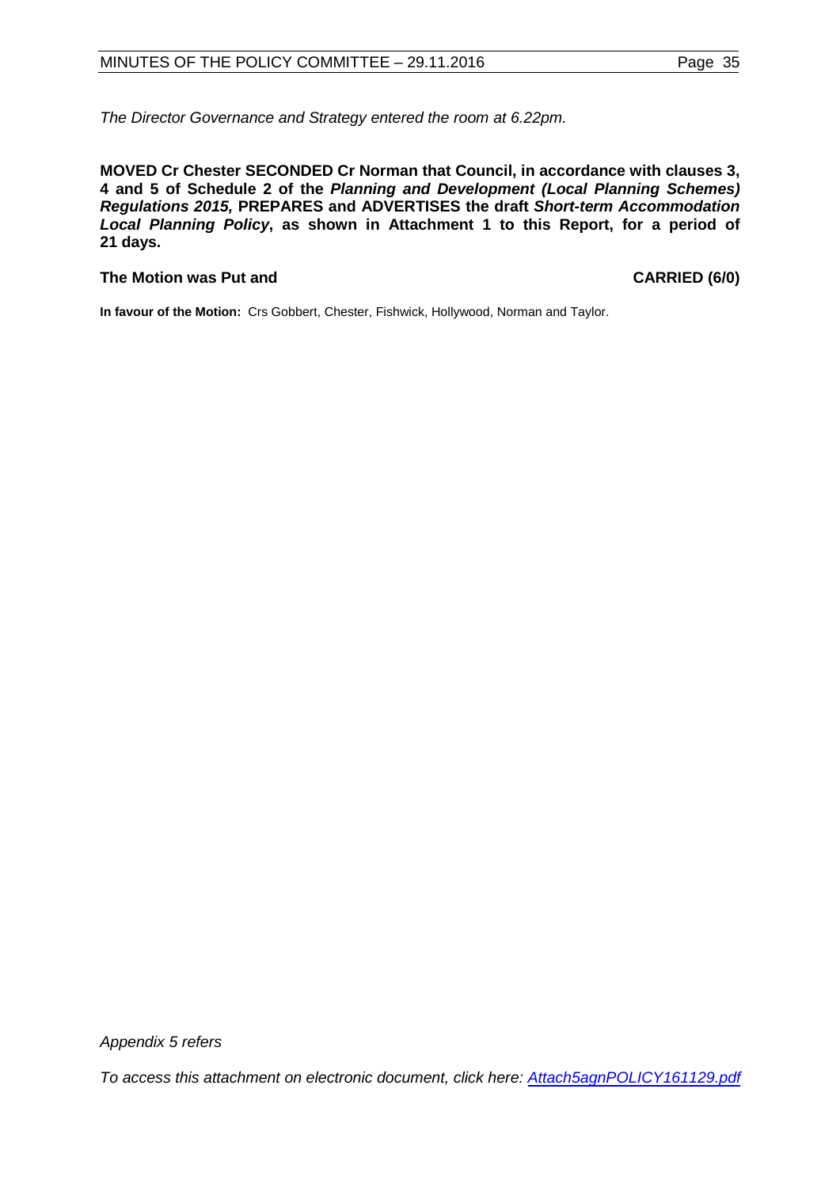*The Director Governance and Strategy entered the room at 6.22pm.*

**MOVED Cr Chester SECONDED Cr Norman that Council, in accordance with clauses 3, 4 and 5 of Schedule 2 of the *Planning and Development (Local Planning Schemes) Regulations 2015*, PREPARES and ADVERTISES the draft *Short-term Accommodation Local Planning Policy*, as shown in Attachment 1 to this Report, for a period of 21 days.**

**The Motion was Put and CARRIED (6/0)**

**In favour of the Motion:** Crs Gobbert, Chester, Fishwick, Hollywood, Norman and Taylor.

*Appendix 5 refers*

*To access this attachment on electronic document, click here: [Attach5agnPOLICY161129.pdf](Attach5agnPOLICY161129.pdf)*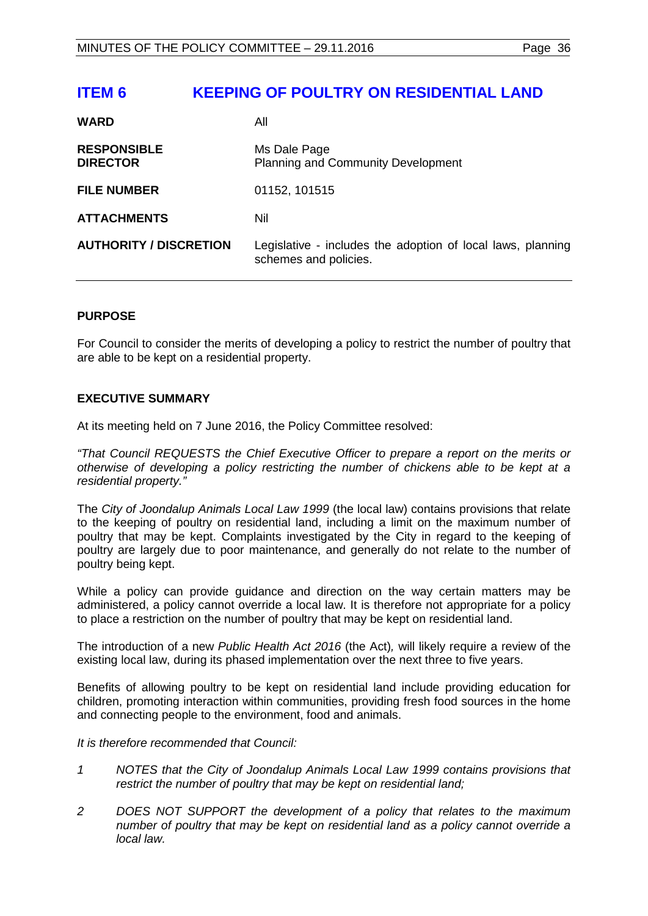# ITEM 6 KEEPING OF POULTRY ON RESIDENTIAL LAND

| | |
|---|---|
| **WARD** | All |
| **RESPONSIBLE DIRECTOR** | Ms Dale Page<br>Planning and Community Development |
| **FILE NUMBER** | 01152, 101515 |
| **ATTACHMENTS** | Nil |
| **AUTHORITY / DISCRETION** | Legislative - includes the adoption of local laws, planning schemes and policies. |

## PURPOSE

For Council to consider the merits of developing a policy to restrict the number of poultry that are able to be kept on a residential property.

## EXECUTIVE SUMMARY

At its meeting held on 7 June 2016, the Policy Committee resolved:

*"That Council REQUESTS the Chief Executive Officer to prepare a report on the merits or otherwise of developing a policy restricting the number of chickens able to be kept at a residential property."*

The *City of Joondalup Animals Local Law 1999* (the local law) contains provisions that relate to the keeping of poultry on residential land, including a limit on the maximum number of poultry that may be kept. Complaints investigated by the City in regard to the keeping of poultry are largely due to poor maintenance, and generally do not relate to the number of poultry being kept.

While a policy can provide guidance and direction on the way certain matters may be administered, a policy cannot override a local law. It is therefore not appropriate for a policy to place a restriction on the number of poultry that may be kept on residential land.

The introduction of a new *Public Health Act 2016* (the Act), will likely require a review of the existing local law, during its phased implementation over the next three to five years.

Benefits of allowing poultry to be kept on residential land include providing education for children, promoting interaction within communities, providing fresh food sources in the home and connecting people to the environment, food and animals.

*It is therefore recommended that Council:*

1. *NOTES that the City of Joondalup Animals Local Law 1999 contains provisions that restrict the number of poultry that may be kept on residential land;*
2. *DOES NOT SUPPORT the development of a policy that relates to the maximum number of poultry that may be kept on residential land as a policy cannot override a local law.*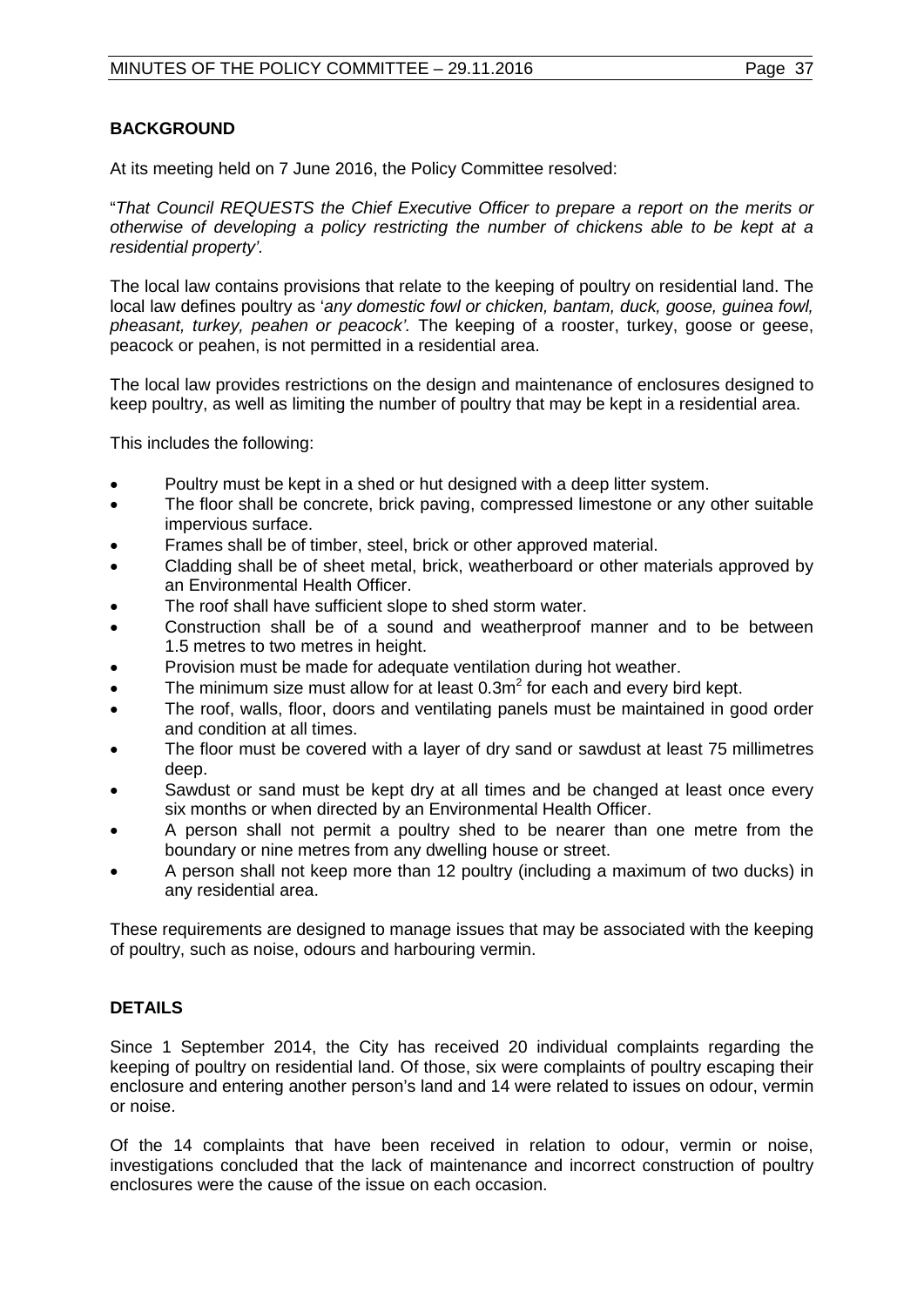## BACKGROUND

At its meeting held on 7 June 2016, the Policy Committee resolved:

"*That Council REQUESTS the Chief Executive Officer to prepare a report on the merits or otherwise of developing a policy restricting the number of chickens able to be kept at a residential property'.*

The local law contains provisions that relate to the keeping of poultry on residential land. The local law defines poultry as '*any domestic fowl or chicken, bantam, duck, goose, guinea fowl, pheasant, turkey, peahen or peacock'.* The keeping of a rooster, turkey, goose or geese, peacock or peahen, is not permitted in a residential area.

The local law provides restrictions on the design and maintenance of enclosures designed to keep poultry, as well as limiting the number of poultry that may be kept in a residential area.

This includes the following:

- Poultry must be kept in a shed or hut designed with a deep litter system.
- The floor shall be concrete, brick paving, compressed limestone or any other suitable impervious surface.
- Frames shall be of timber, steel, brick or other approved material.
- Cladding shall be of sheet metal, brick, weatherboard or other materials approved by an Environmental Health Officer.
- The roof shall have sufficient slope to shed storm water.
- Construction shall be of a sound and weatherproof manner and to be between 1.5 metres to two metres in height.
- Provision must be made for adequate ventilation during hot weather.
- The minimum size must allow for at least $0.3m^2$ for each and every bird kept.
- The roof, walls, floor, doors and ventilating panels must be maintained in good order and condition at all times.
- The floor must be covered with a layer of dry sand or sawdust at least 75 millimetres deep.
- Sawdust or sand must be kept dry at all times and be changed at least once every six months or when directed by an Environmental Health Officer.
- A person shall not permit a poultry shed to be nearer than one metre from the boundary or nine metres from any dwelling house or street.
- A person shall not keep more than 12 poultry (including a maximum of two ducks) in any residential area.

These requirements are designed to manage issues that may be associated with the keeping of poultry, such as noise, odours and harbouring vermin.

## DETAILS

Since 1 September 2014, the City has received 20 individual complaints regarding the keeping of poultry on residential land. Of those, six were complaints of poultry escaping their enclosure and entering another person's land and 14 were related to issues on odour, vermin or noise.

Of the 14 complaints that have been received in relation to odour, vermin or noise, investigations concluded that the lack of maintenance and incorrect construction of poultry enclosures were the cause of the issue on each occasion.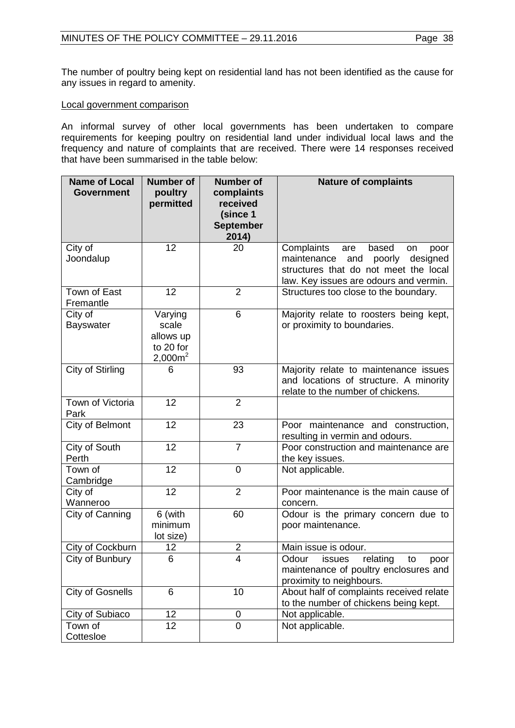The number of poultry being kept on residential land has not been identified as the cause for any issues in regard to amenity.

Local government comparison

An informal survey of other local governments has been undertaken to compare requirements for keeping poultry on residential land under individual local laws and the frequency and nature of complaints that are received. There were 14 responses received that have been summarised in the table below:

| Name of Local Government | Number of poultry permitted | Number of complaints received (since 1 September 2014) | Nature of complaints |
|---|---|---|---|
| City of Joondalup | 12 | 20 | Complaints are based on poor maintenance and poorly designed structures that do not meet the local law. Key issues are odours and vermin. |
| Town of East Fremantle | 12 | 2 | Structures too close to the boundary. |
| City of Bayswater | Varying scale allows up to 20 for 2,000m$^2$ | 6 | Majority relate to roosters being kept, or proximity to boundaries. |
| City of Stirling | 6 | 93 | Majority relate to maintenance issues and locations of structure. A minority relate to the number of chickens. |
| Town of Victoria Park | 12 | 2 | |
| City of Belmont | 12 | 23 | Poor maintenance and construction, resulting in vermin and odours. |
| City of South Perth | 12 | 7 | Poor construction and maintenance are the key issues. |
| Town of Cambridge | 12 | 0 | Not applicable. |
| City of Wanneroo | 12 | 2 | Poor maintenance is the main cause of concern. |
| City of Canning | 6 (with minimum lot size) | 60 | Odour is the primary concern due to poor maintenance. |
| City of Cockburn | 12 | 2 | Main issue is odour. |
| City of Bunbury | 6 | 4 | Odour issues relating to poor maintenance of poultry enclosures and proximity to neighbours. |
| City of Gosnells | 6 | 10 | About half of complaints received relate to the number of chickens being kept. |
| City of Subiaco | 12 | 0 | Not applicable. |
| Town of Cottesloe | 12 | 0 | Not applicable. |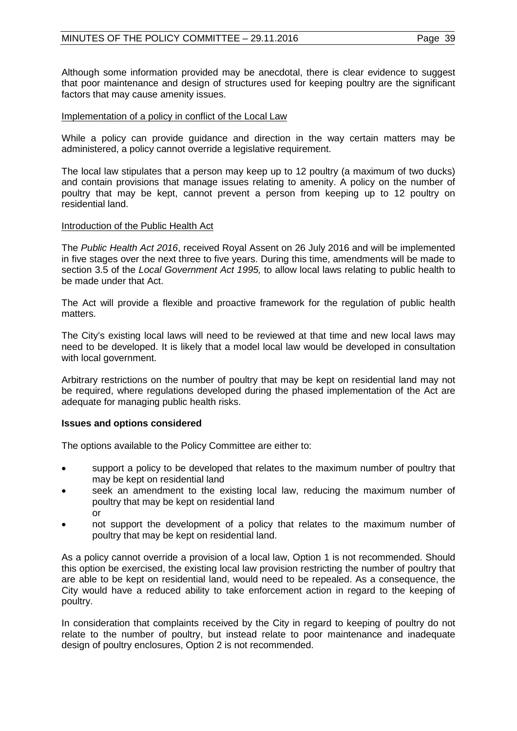Although some information provided may be anecdotal, there is clear evidence to suggest that poor maintenance and design of structures used for keeping poultry are the significant factors that may cause amenity issues.

Implementation of a policy in conflict of the Local Law

While a policy can provide guidance and direction in the way certain matters may be administered, a policy cannot override a legislative requirement.

The local law stipulates that a person may keep up to 12 poultry (a maximum of two ducks) and contain provisions that manage issues relating to amenity. A policy on the number of poultry that may be kept, cannot prevent a person from keeping up to 12 poultry on residential land.

Introduction of the Public Health Act

The *Public Health Act 2016*, received Royal Assent on 26 July 2016 and will be implemented in five stages over the next three to five years. During this time, amendments will be made to section 3.5 of the *Local Government Act 1995,* to allow local laws relating to public health to be made under that Act.

The Act will provide a flexible and proactive framework for the regulation of public health matters.

The City's existing local laws will need to be reviewed at that time and new local laws may need to be developed. It is likely that a model local law would be developed in consultation with local government.

Arbitrary restrictions on the number of poultry that may be kept on residential land may not be required, where regulations developed during the phased implementation of the Act are adequate for managing public health risks.

**Issues and options considered**

The options available to the Policy Committee are either to:

- support a policy to be developed that relates to the maximum number of poultry that may be kept on residential land
- seek an amendment to the existing local law, reducing the maximum number of poultry that may be kept on residential land
  or
- not support the development of a policy that relates to the maximum number of poultry that may be kept on residential land.

As a policy cannot override a provision of a local law, Option 1 is not recommended. Should this option be exercised, the existing local law provision restricting the number of poultry that are able to be kept on residential land, would need to be repealed. As a consequence, the City would have a reduced ability to take enforcement action in regard to the keeping of poultry.

In consideration that complaints received by the City in regard to keeping of poultry do not relate to the number of poultry, but instead relate to poor maintenance and inadequate design of poultry enclosures, Option 2 is not recommended.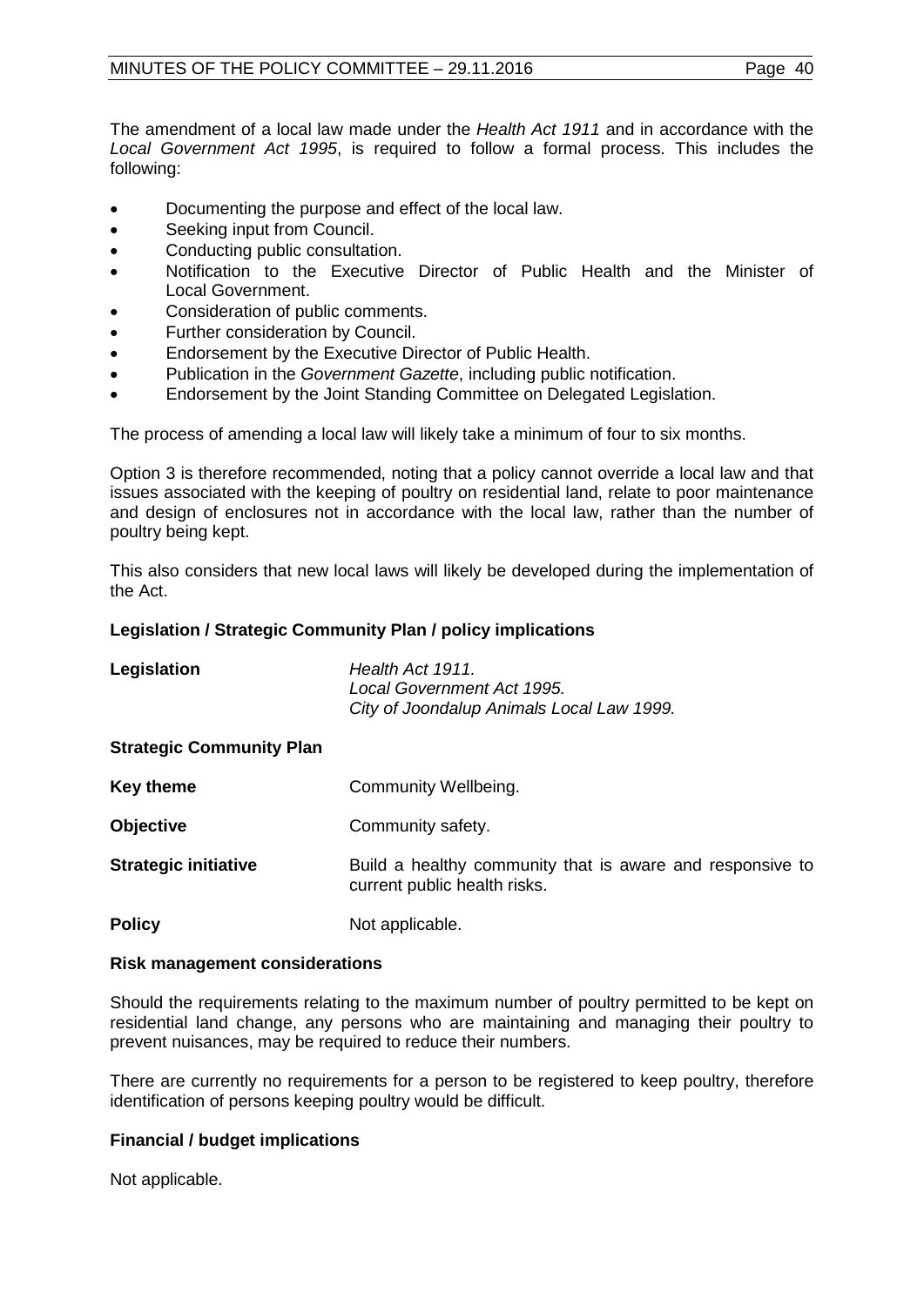The amendment of a local law made under the *Health Act 1911* and in accordance with the *Local Government Act 1995*, is required to follow a formal process. This includes the following:

- Documenting the purpose and effect of the local law.
- Seeking input from Council.
- Conducting public consultation.
- Notification to the Executive Director of Public Health and the Minister of Local Government.
- Consideration of public comments.
- Further consideration by Council.
- Endorsement by the Executive Director of Public Health.
- Publication in the *Government Gazette*, including public notification.
- Endorsement by the Joint Standing Committee on Delegated Legislation.

The process of amending a local law will likely take a minimum of four to six months.

Option 3 is therefore recommended, noting that a policy cannot override a local law and that issues associated with the keeping of poultry on residential land, relate to poor maintenance and design of enclosures not in accordance with the local law, rather than the number of poultry being kept.

This also considers that new local laws will likely be developed during the implementation of the Act.

**Legislation / Strategic Community Plan / policy implications**

| | |
|---|---|
| **Legislation** | *Health Act 1911.*<br>*Local Government Act 1995.*<br>*City of Joondalup Animals Local Law 1999.* |

**Strategic Community Plan**

| | |
|---|---|
| **Key theme** | Community Wellbeing. |
| **Objective** | Community safety. |
| **Strategic initiative** | Build a healthy community that is aware and responsive to current public health risks. |
| **Policy** | Not applicable. |

**Risk management considerations**

Should the requirements relating to the maximum number of poultry permitted to be kept on residential land change, any persons who are maintaining and managing their poultry to prevent nuisances, may be required to reduce their numbers.

There are currently no requirements for a person to be registered to keep poultry, therefore identification of persons keeping poultry would be difficult.

**Financial / budget implications**

Not applicable.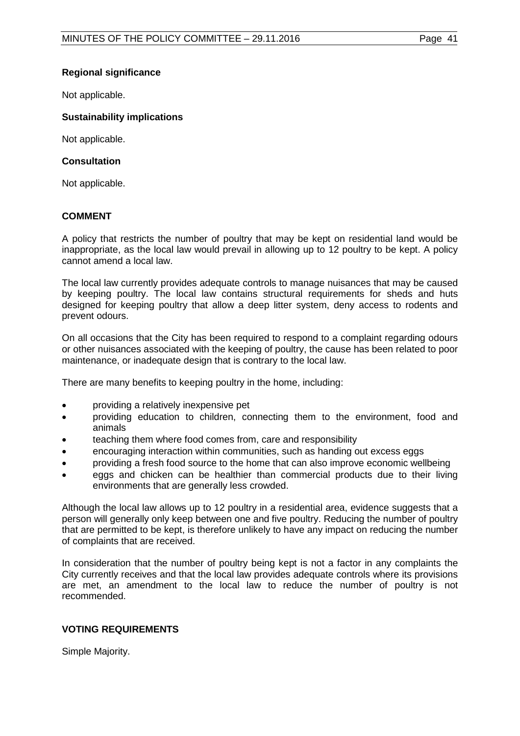**Regional significance**

Not applicable.

**Sustainability implications**

Not applicable.

**Consultation**

Not applicable.

## COMMENT

A policy that restricts the number of poultry that may be kept on residential land would be inappropriate, as the local law would prevail in allowing up to 12 poultry to be kept. A policy cannot amend a local law.

The local law currently provides adequate controls to manage nuisances that may be caused by keeping poultry. The local law contains structural requirements for sheds and huts designed for keeping poultry that allow a deep litter system, deny access to rodents and prevent odours.

On all occasions that the City has been required to respond to a complaint regarding odours or other nuisances associated with the keeping of poultry, the cause has been related to poor maintenance, or inadequate design that is contrary to the local law.

There are many benefits to keeping poultry in the home, including:

- providing a relatively inexpensive pet
- providing education to children, connecting them to the environment, food and animals
- teaching them where food comes from, care and responsibility
- encouraging interaction within communities, such as handing out excess eggs
- providing a fresh food source to the home that can also improve economic wellbeing
- eggs and chicken can be healthier than commercial products due to their living environments that are generally less crowded.

Although the local law allows up to 12 poultry in a residential area, evidence suggests that a person will generally only keep between one and five poultry. Reducing the number of poultry that are permitted to be kept, is therefore unlikely to have any impact on reducing the number of complaints that are received.

In consideration that the number of poultry being kept is not a factor in any complaints the City currently receives and that the local law provides adequate controls where its provisions are met, an amendment to the local law to reduce the number of poultry is not recommended.

## VOTING REQUIREMENTS

Simple Majority.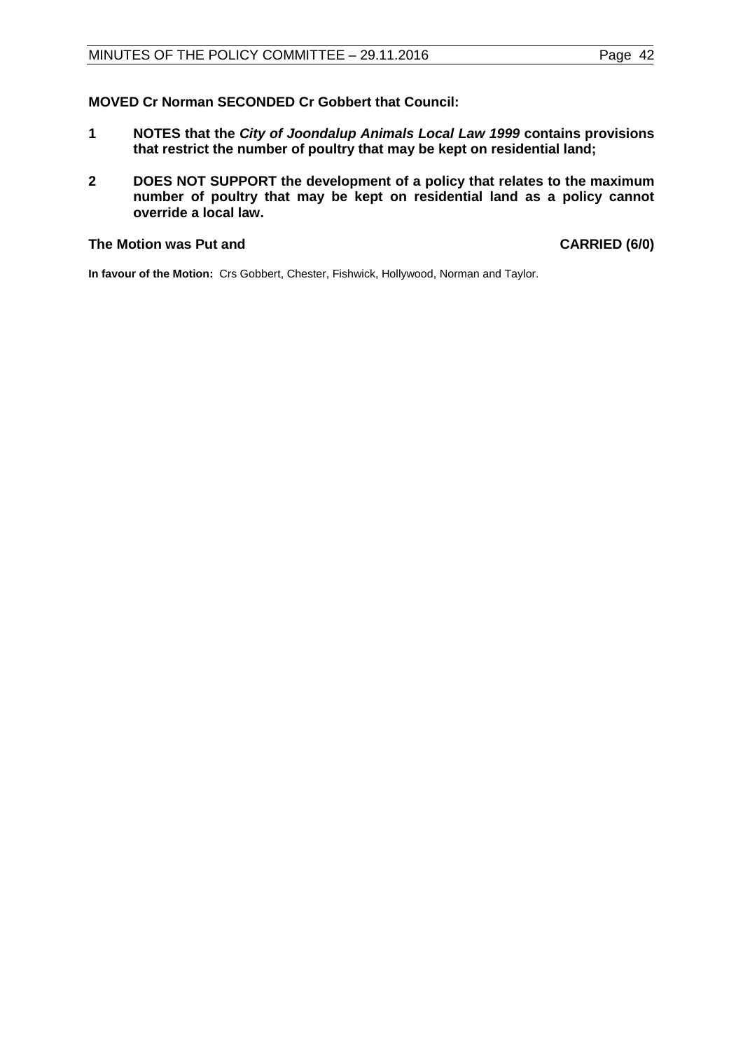**MOVED Cr Norman SECONDED Cr Gobbert that Council:**

**1 NOTES that the *City of Joondalup Animals Local Law 1999* contains provisions that restrict the number of poultry that may be kept on residential land;**

**2 DOES NOT SUPPORT the development of a policy that relates to the maximum number of poultry that may be kept on residential land as a policy cannot override a local law.**

**The Motion was Put and CARRIED (6/0)**

**In favour of the Motion:** Crs Gobbert, Chester, Fishwick, Hollywood, Norman and Taylor.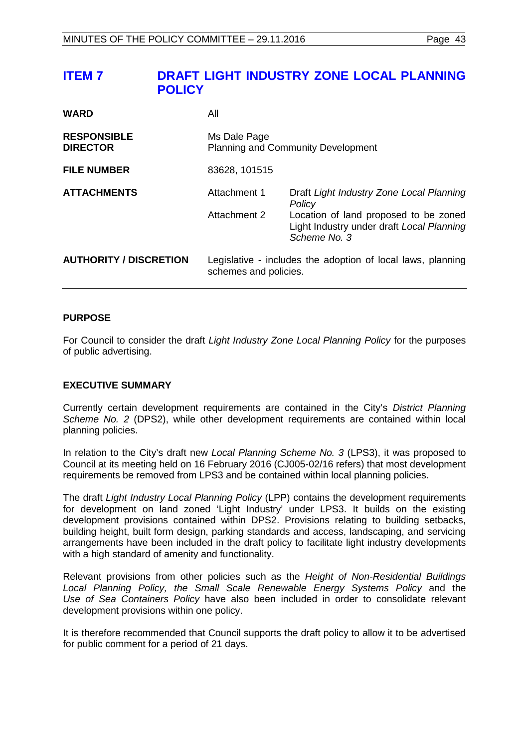# ITEM 7 DRAFT LIGHT INDUSTRY ZONE LOCAL PLANNING POLICY

| | | |
|---|---|---|
| **WARD** | All | |
| **RESPONSIBLE DIRECTOR** | Ms Dale Page<br>Planning and Community Development | |
| **FILE NUMBER** | 83628, 101515 | |
| **ATTACHMENTS** | Attachment 1 | Draft *Light Industry Zone Local Planning Policy* |
| | Attachment 2 | Location of land proposed to be zoned Light Industry under draft *Local Planning Scheme No. 3* |
| **AUTHORITY / DISCRETION** | Legislative - includes the adoption of local laws, planning schemes and policies. | |

## PURPOSE

For Council to consider the draft *Light Industry Zone Local Planning Policy* for the purposes of public advertising.

## EXECUTIVE SUMMARY

Currently certain development requirements are contained in the City's *District Planning Scheme No. 2* (DPS2), while other development requirements are contained within local planning policies.

In relation to the City's draft new *Local Planning Scheme No. 3* (LPS3), it was proposed to Council at its meeting held on 16 February 2016 (CJ005-02/16 refers) that most development requirements be removed from LPS3 and be contained within local planning policies.

The draft *Light Industry Local Planning Policy* (LPP) contains the development requirements for development on land zoned 'Light Industry' under LPS3. It builds on the existing development provisions contained within DPS2. Provisions relating to building setbacks, building height, built form design, parking standards and access, landscaping, and servicing arrangements have been included in the draft policy to facilitate light industry developments with a high standard of amenity and functionality.

Relevant provisions from other policies such as the *Height of Non-Residential Buildings Local Planning Policy, the Small Scale Renewable Energy Systems Policy* and the *Use of Sea Containers Policy* have also been included in order to consolidate relevant development provisions within one policy.

It is therefore recommended that Council supports the draft policy to allow it to be advertised for public comment for a period of 21 days.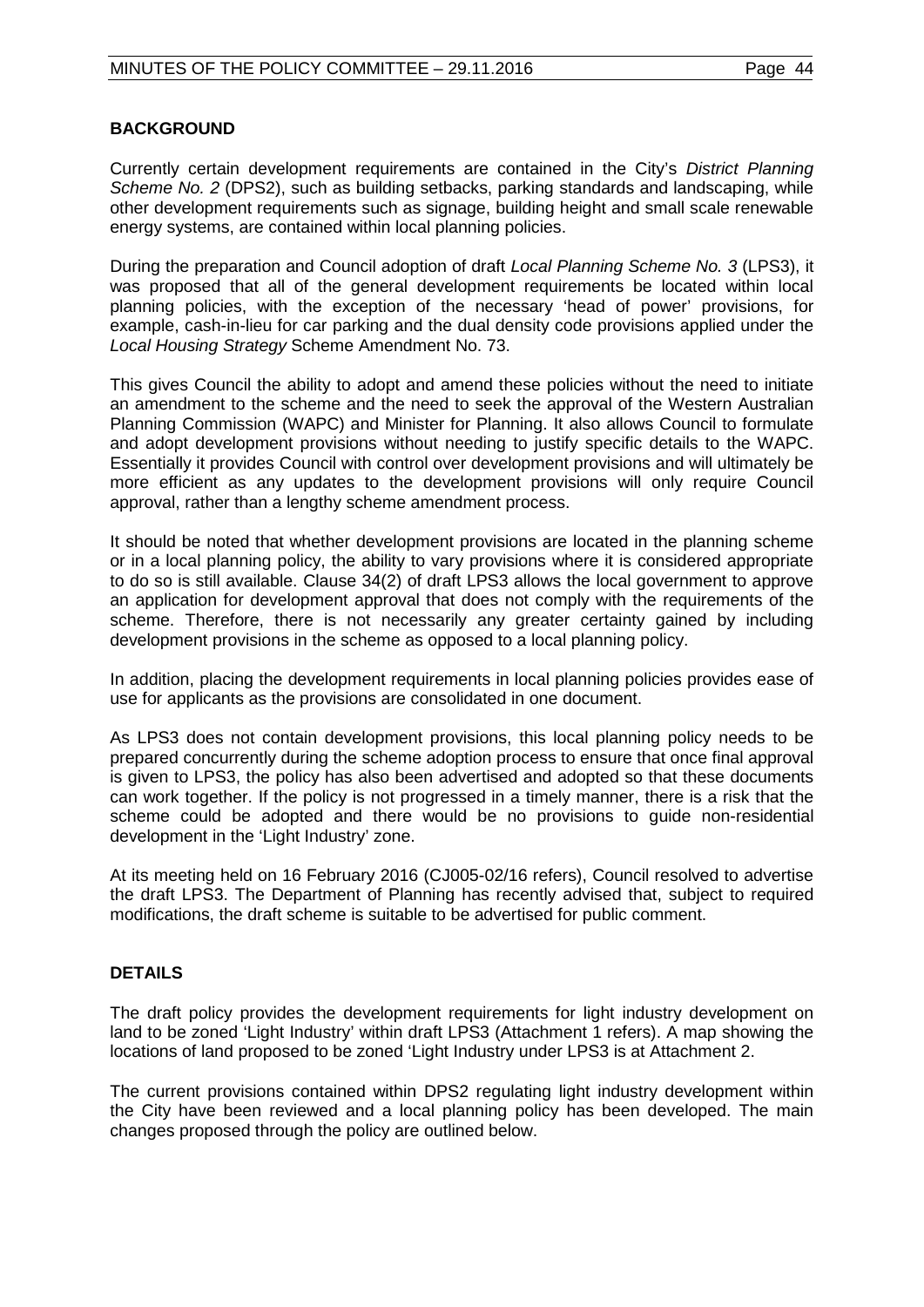**BACKGROUND**

Currently certain development requirements are contained in the City's *District Planning Scheme No. 2* (DPS2), such as building setbacks, parking standards and landscaping, while other development requirements such as signage, building height and small scale renewable energy systems, are contained within local planning policies.

During the preparation and Council adoption of draft *Local Planning Scheme No. 3* (LPS3), it was proposed that all of the general development requirements be located within local planning policies, with the exception of the necessary 'head of power' provisions, for example, cash-in-lieu for car parking and the dual density code provisions applied under the *Local Housing Strategy* Scheme Amendment No. 73.

This gives Council the ability to adopt and amend these policies without the need to initiate an amendment to the scheme and the need to seek the approval of the Western Australian Planning Commission (WAPC) and Minister for Planning. It also allows Council to formulate and adopt development provisions without needing to justify specific details to the WAPC. Essentially it provides Council with control over development provisions and will ultimately be more efficient as any updates to the development provisions will only require Council approval, rather than a lengthy scheme amendment process.

It should be noted that whether development provisions are located in the planning scheme or in a local planning policy, the ability to vary provisions where it is considered appropriate to do so is still available. Clause 34(2) of draft LPS3 allows the local government to approve an application for development approval that does not comply with the requirements of the scheme. Therefore, there is not necessarily any greater certainty gained by including development provisions in the scheme as opposed to a local planning policy.

In addition, placing the development requirements in local planning policies provides ease of use for applicants as the provisions are consolidated in one document.

As LPS3 does not contain development provisions, this local planning policy needs to be prepared concurrently during the scheme adoption process to ensure that once final approval is given to LPS3, the policy has also been advertised and adopted so that these documents can work together. If the policy is not progressed in a timely manner, there is a risk that the scheme could be adopted and there would be no provisions to guide non-residential development in the 'Light Industry' zone.

At its meeting held on 16 February 2016 (CJ005-02/16 refers), Council resolved to advertise the draft LPS3. The Department of Planning has recently advised that, subject to required modifications, the draft scheme is suitable to be advertised for public comment.

**DETAILS**

The draft policy provides the development requirements for light industry development on land to be zoned 'Light Industry' within draft LPS3 (Attachment 1 refers). A map showing the locations of land proposed to be zoned 'Light Industry under LPS3 is at Attachment 2.

The current provisions contained within DPS2 regulating light industry development within the City have been reviewed and a local planning policy has been developed. The main changes proposed through the policy are outlined below.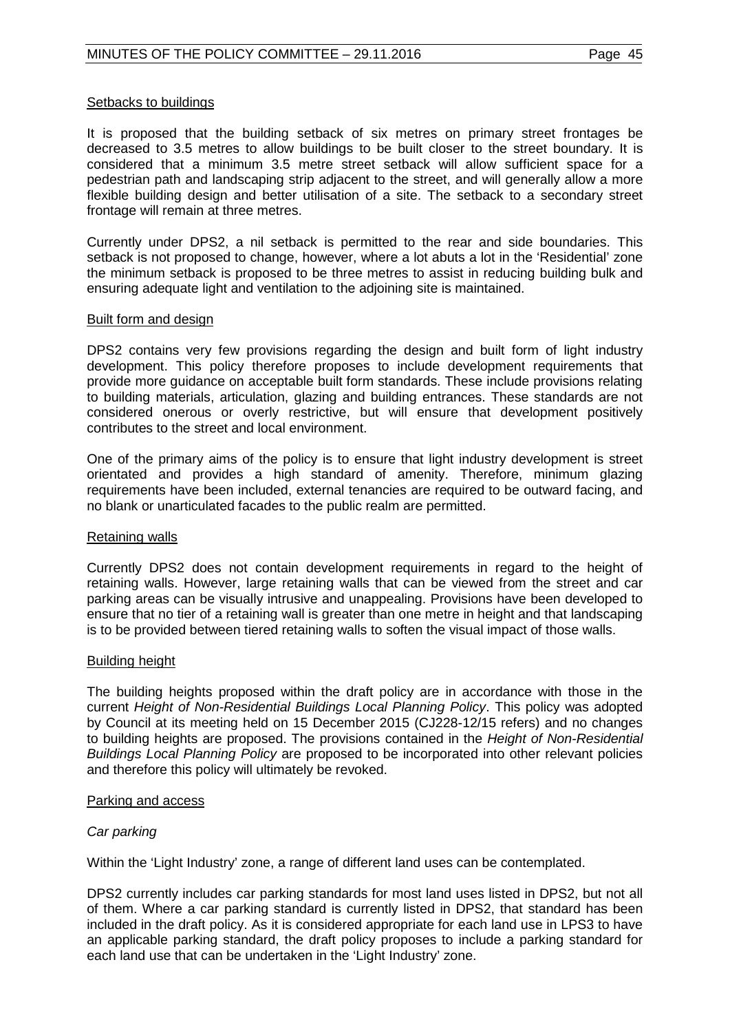Setbacks to buildings

It is proposed that the building setback of six metres on primary street frontages be decreased to 3.5 metres to allow buildings to be built closer to the street boundary. It is considered that a minimum 3.5 metre street setback will allow sufficient space for a pedestrian path and landscaping strip adjacent to the street, and will generally allow a more flexible building design and better utilisation of a site. The setback to a secondary street frontage will remain at three metres.

Currently under DPS2, a nil setback is permitted to the rear and side boundaries. This setback is not proposed to change, however, where a lot abuts a lot in the 'Residential' zone the minimum setback is proposed to be three metres to assist in reducing building bulk and ensuring adequate light and ventilation to the adjoining site is maintained.

Built form and design

DPS2 contains very few provisions regarding the design and built form of light industry development. This policy therefore proposes to include development requirements that provide more guidance on acceptable built form standards. These include provisions relating to building materials, articulation, glazing and building entrances. These standards are not considered onerous or overly restrictive, but will ensure that development positively contributes to the street and local environment.

One of the primary aims of the policy is to ensure that light industry development is street orientated and provides a high standard of amenity. Therefore, minimum glazing requirements have been included, external tenancies are required to be outward facing, and no blank or unarticulated facades to the public realm are permitted.

Retaining walls

Currently DPS2 does not contain development requirements in regard to the height of retaining walls. However, large retaining walls that can be viewed from the street and car parking areas can be visually intrusive and unappealing. Provisions have been developed to ensure that no tier of a retaining wall is greater than one metre in height and that landscaping is to be provided between tiered retaining walls to soften the visual impact of those walls.

Building height

The building heights proposed within the draft policy are in accordance with those in the current *Height of Non-Residential Buildings Local Planning Policy*. This policy was adopted by Council at its meeting held on 15 December 2015 (CJ228-12/15 refers) and no changes to building heights are proposed. The provisions contained in the *Height of Non-Residential Buildings Local Planning Policy* are proposed to be incorporated into other relevant policies and therefore this policy will ultimately be revoked.

Parking and access

*Car parking*

Within the 'Light Industry' zone, a range of different land uses can be contemplated.

DPS2 currently includes car parking standards for most land uses listed in DPS2, but not all of them. Where a car parking standard is currently listed in DPS2, that standard has been included in the draft policy. As it is considered appropriate for each land use in LPS3 to have an applicable parking standard, the draft policy proposes to include a parking standard for each land use that can be undertaken in the 'Light Industry' zone.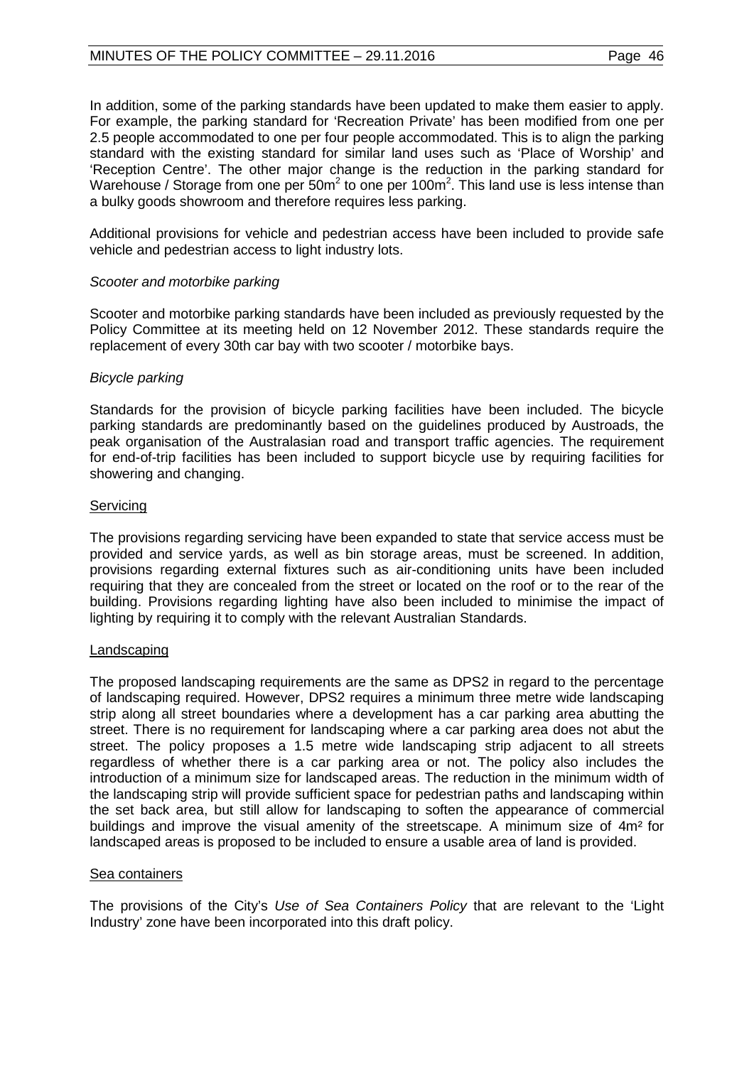In addition, some of the parking standards have been updated to make them easier to apply. For example, the parking standard for 'Recreation Private' has been modified from one per 2.5 people accommodated to one per four people accommodated. This is to align the parking standard with the existing standard for similar land uses such as 'Place of Worship' and 'Reception Centre'. The other major change is the reduction in the parking standard for Warehouse / Storage from one per $50m^2$ to one per $100m^2$. This land use is less intense than a bulky goods showroom and therefore requires less parking.

Additional provisions for vehicle and pedestrian access have been included to provide safe vehicle and pedestrian access to light industry lots.

*Scooter and motorbike parking*

Scooter and motorbike parking standards have been included as previously requested by the Policy Committee at its meeting held on 12 November 2012. These standards require the replacement of every 30th car bay with two scooter / motorbike bays.

*Bicycle parking*

Standards for the provision of bicycle parking facilities have been included. The bicycle parking standards are predominantly based on the guidelines produced by Austroads, the peak organisation of the Australasian road and transport traffic agencies. The requirement for end-of-trip facilities has been included to support bicycle use by requiring facilities for showering and changing.

<u>Servicing</u>

The provisions regarding servicing have been expanded to state that service access must be provided and service yards, as well as bin storage areas, must be screened. In addition, provisions regarding external fixtures such as air-conditioning units have been included requiring that they are concealed from the street or located on the roof or to the rear of the building. Provisions regarding lighting have also been included to minimise the impact of lighting by requiring it to comply with the relevant Australian Standards.

<u>Landscaping</u>

The proposed landscaping requirements are the same as DPS2 in regard to the percentage of landscaping required. However, DPS2 requires a minimum three metre wide landscaping strip along all street boundaries where a development has a car parking area abutting the street. There is no requirement for landscaping where a car parking area does not abut the street. The policy proposes a 1.5 metre wide landscaping strip adjacent to all streets regardless of whether there is a car parking area or not. The policy also includes the introduction of a minimum size for landscaped areas. The reduction in the minimum width of the landscaping strip will provide sufficient space for pedestrian paths and landscaping within the set back area, but still allow for landscaping to soften the appearance of commercial buildings and improve the visual amenity of the streetscape. A minimum size of $4m^2$ for landscaped areas is proposed to be included to ensure a usable area of land is provided.

<u>Sea containers</u>

The provisions of the City's *Use of Sea Containers Policy* that are relevant to the 'Light Industry' zone have been incorporated into this draft policy.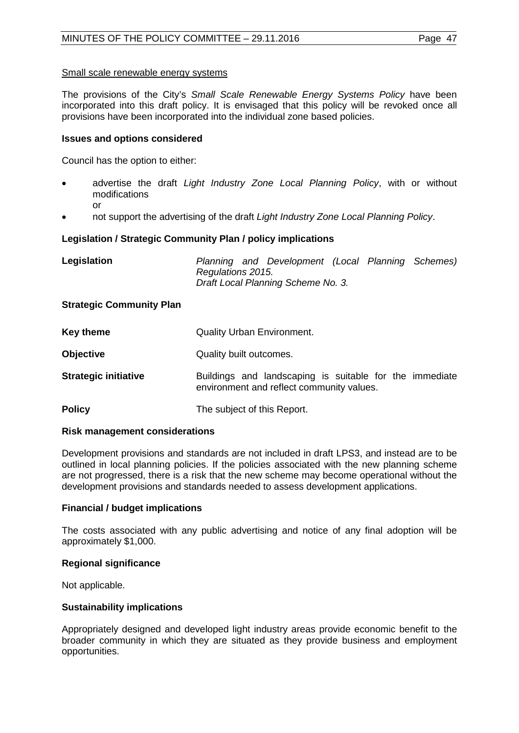Small scale renewable energy systems

The provisions of the City's *Small Scale Renewable Energy Systems Policy* have been incorporated into this draft policy. It is envisaged that this policy will be revoked once all provisions have been incorporated into the individual zone based policies.

**Issues and options considered**

Council has the option to either:

- advertise the draft *Light Industry Zone Local Planning Policy*, with or without modifications
  or
- not support the advertising of the draft *Light Industry Zone Local Planning Policy*.

**Legislation / Strategic Community Plan / policy implications**

**Legislation** *Planning and Development (Local Planning Schemes) Regulations 2015.*
*Draft Local Planning Scheme No. 3.*

**Strategic Community Plan**

**Key theme** Quality Urban Environment.

**Objective** Quality built outcomes.

**Strategic initiative** Buildings and landscaping is suitable for the immediate environment and reflect community values.

**Policy** The subject of this Report.

**Risk management considerations**

Development provisions and standards are not included in draft LPS3, and instead are to be outlined in local planning policies. If the policies associated with the new planning scheme are not progressed, there is a risk that the new scheme may become operational without the development provisions and standards needed to assess development applications.

**Financial / budget implications**

The costs associated with any public advertising and notice of any final adoption will be approximately $1,000.

**Regional significance**

Not applicable.

**Sustainability implications**

Appropriately designed and developed light industry areas provide economic benefit to the broader community in which they are situated as they provide business and employment opportunities.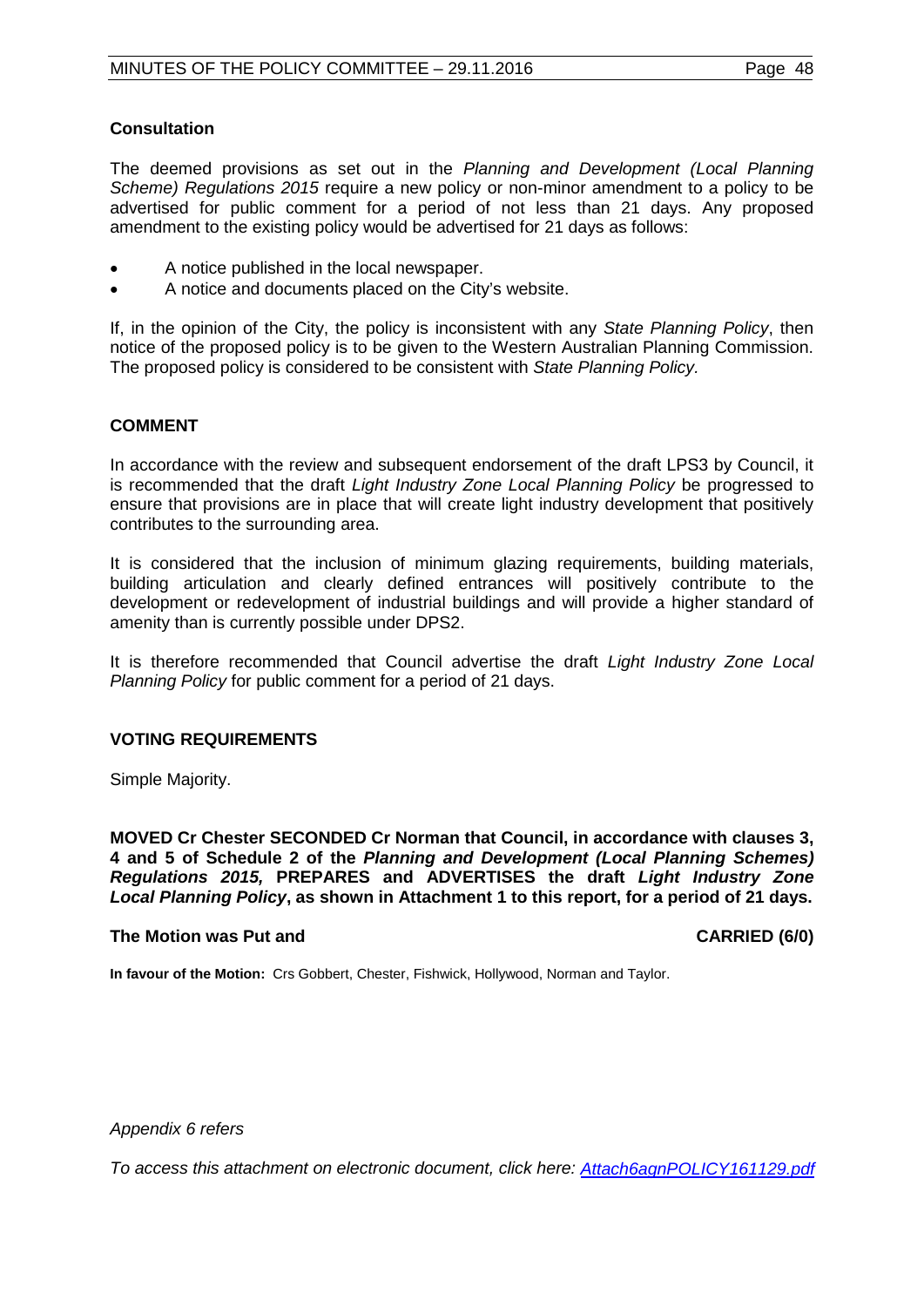### Consultation

The deemed provisions as set out in the *Planning and Development (Local Planning Scheme) Regulations 2015* require a new policy or non-minor amendment to a policy to be advertised for public comment for a period of not less than 21 days. Any proposed amendment to the existing policy would be advertised for 21 days as follows:

- A notice published in the local newspaper.
- A notice and documents placed on the City's website.

If, in the opinion of the City, the policy is inconsistent with any *State Planning Policy*, then notice of the proposed policy is to be given to the Western Australian Planning Commission. The proposed policy is considered to be consistent with *State Planning Policy.*

## COMMENT

In accordance with the review and subsequent endorsement of the draft LPS3 by Council, it is recommended that the draft *Light Industry Zone Local Planning Policy* be progressed to ensure that provisions are in place that will create light industry development that positively contributes to the surrounding area.

It is considered that the inclusion of minimum glazing requirements, building materials, building articulation and clearly defined entrances will positively contribute to the development or redevelopment of industrial buildings and will provide a higher standard of amenity than is currently possible under DPS2.

It is therefore recommended that Council advertise the draft *Light Industry Zone Local Planning Policy* for public comment for a period of 21 days.

## VOTING REQUIREMENTS

Simple Majority.

**MOVED Cr Chester SECONDED Cr Norman that Council, in accordance with clauses 3, 4 and 5 of Schedule 2 of the *Planning and Development (Local Planning Schemes) Regulations 2015,* PREPARES and ADVERTISES the draft *Light Industry Zone Local Planning Policy*, as shown in Attachment 1 to this report, for a period of 21 days.**

**The Motion was Put and CARRIED (6/0)**

**In favour of the Motion:** Crs Gobbert, Chester, Fishwick, Hollywood, Norman and Taylor.

*Appendix 6 refers*

*To access this attachment on electronic document, click here: Attach6agnPOLICY161129.pdf*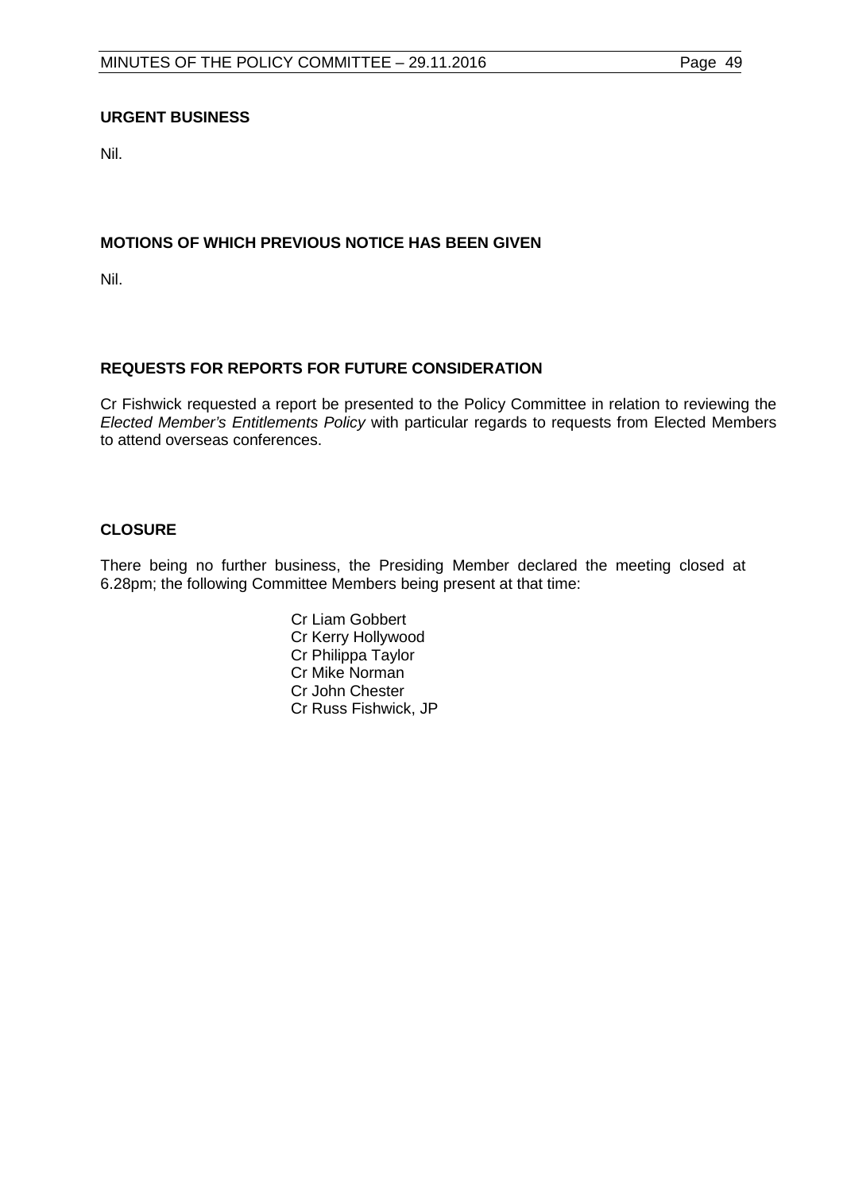**URGENT BUSINESS**

Nil.

**MOTIONS OF WHICH PREVIOUS NOTICE HAS BEEN GIVEN**

Nil.

**REQUESTS FOR REPORTS FOR FUTURE CONSIDERATION**

Cr Fishwick requested a report be presented to the Policy Committee in relation to reviewing the *Elected Member's Entitlements Policy* with particular regards to requests from Elected Members to attend overseas conferences.

**CLOSURE**

There being no further business, the Presiding Member declared the meeting closed at 6.28pm; the following Committee Members being present at that time:

Cr Liam Gobbert
Cr Kerry Hollywood
Cr Philippa Taylor
Cr Mike Norman
Cr John Chester
Cr Russ Fishwick, JP